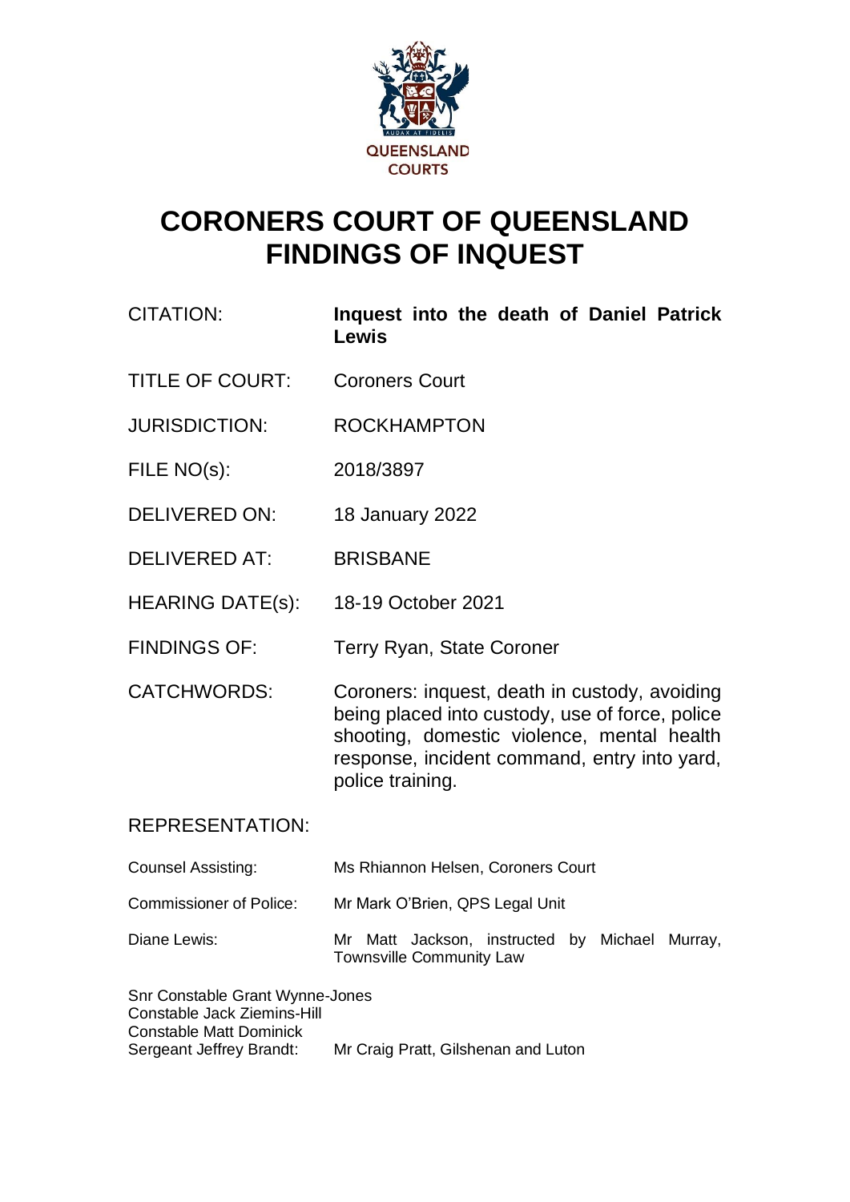QUEENSLAND COURTS

# CORONERS COURT OF QUEENSLAND FINDINGS OF INQUEST

| | |
|---|---|
| CITATION: | **Inquest into the death of Daniel Patrick Lewis** |
| TITLE OF COURT: | Coroners Court |
| JURISDICTION: | ROCKHAMPTON |
| FILE NO(s): | 2018/3897 |
| DELIVERED ON: | 18 January 2022 |
| DELIVERED AT: | BRISBANE |
| HEARING DATE(s): | 18-19 October 2021 |
| FINDINGS OF: | Terry Ryan, State Coroner |
| CATCHWORDS: | Coroners: inquest, death in custody, avoiding being placed into custody, use of force, police shooting, domestic violence, mental health response, incident command, entry into yard, police training. |

REPRESENTATION:

| | |
|---|---|
| Counsel Assisting: | Ms Rhiannon Helsen, Coroners Court |
| Commissioner of Police: | Mr Mark O'Brien, QPS Legal Unit |
| Diane Lewis: | Mr Matt Jackson, instructed by Michael Murray, Townsville Community Law |
| Snr Constable Grant Wynne-Jones<br>Constable Jack Ziemins-Hill<br>Constable Matt Dominick<br>Sergeant Jeffrey Brandt: | Mr Craig Pratt, Gilshenan and Luton |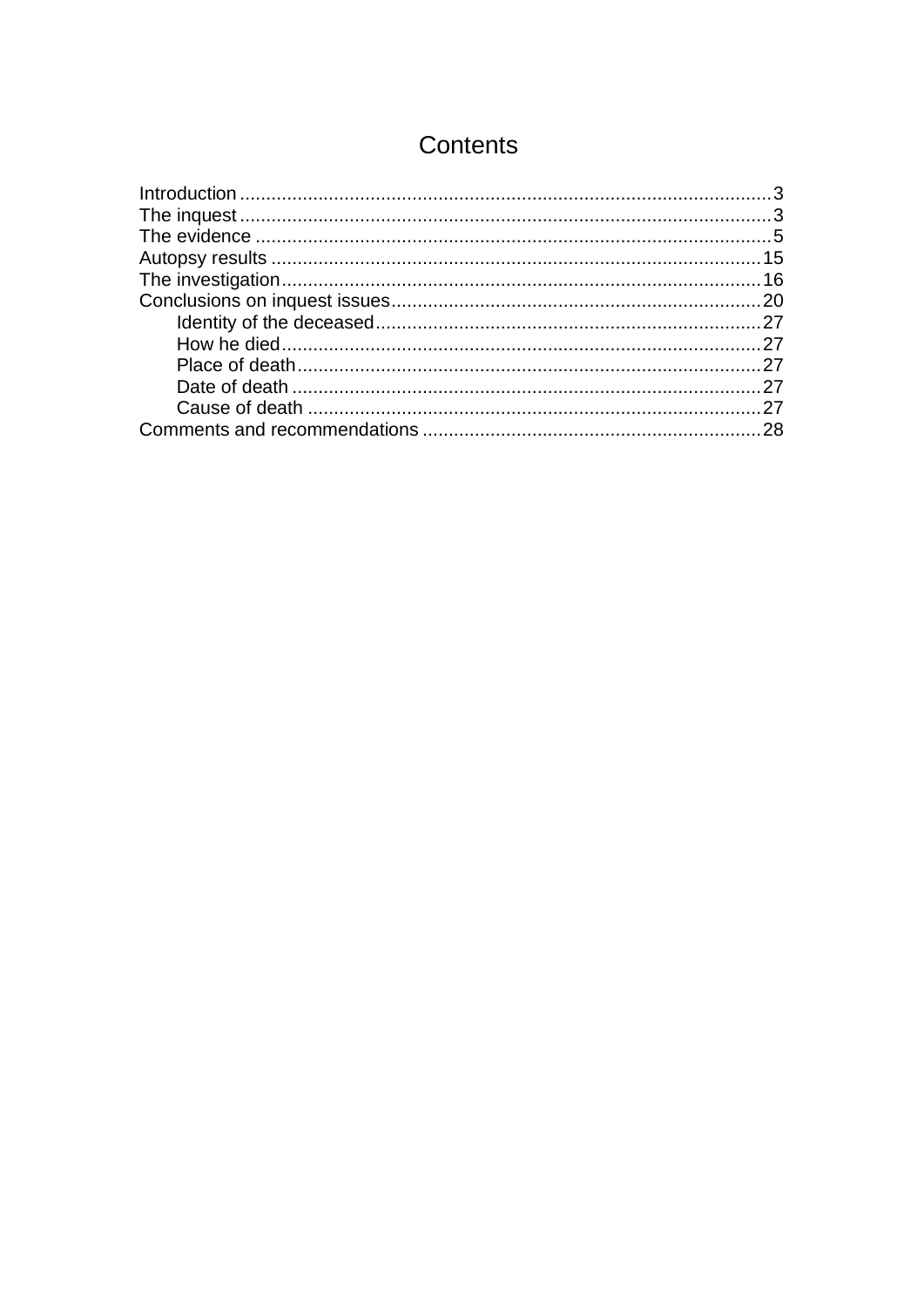# Contents

Introduction ..................................................................................................3
The inquest ..................................................................................................3
The evidence ................................................................................................5
Autopsy results ............................................................................................15
The investigation..........................................................................................16
Conclusions on inquest issues......................................................................20
    Identity of the deceased.........................................................................27
    How he died...........................................................................................27
    Place of death........................................................................................27
    Date of death .........................................................................................27
    Cause of death ......................................................................................27
Comments and recommendations ................................................................28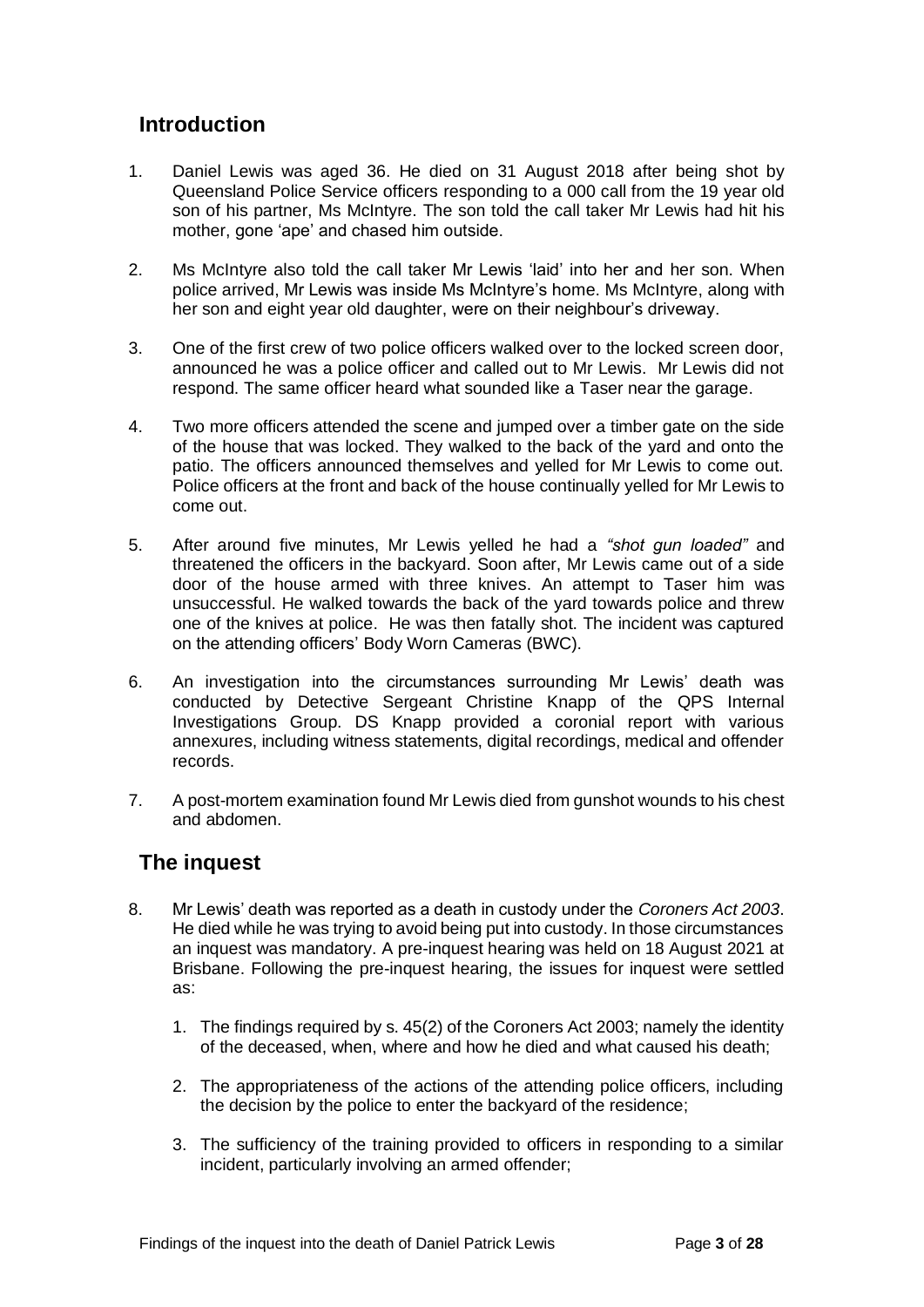## Introduction

1. Daniel Lewis was aged 36. He died on 31 August 2018 after being shot by Queensland Police Service officers responding to a 000 call from the 19 year old son of his partner, Ms McIntyre. The son told the call taker Mr Lewis had hit his mother, gone 'ape' and chased him outside.

2. Ms McIntyre also told the call taker Mr Lewis 'laid' into her and her son. When police arrived, Mr Lewis was inside Ms McIntyre's home. Ms McIntyre, along with her son and eight year old daughter, were on their neighbour's driveway.

3. One of the first crew of two police officers walked over to the locked screen door, announced he was a police officer and called out to Mr Lewis. Mr Lewis did not respond. The same officer heard what sounded like a Taser near the garage.

4. Two more officers attended the scene and jumped over a timber gate on the side of the house that was locked. They walked to the back of the yard and onto the patio. The officers announced themselves and yelled for Mr Lewis to come out. Police officers at the front and back of the house continually yelled for Mr Lewis to come out.

5. After around five minutes, Mr Lewis yelled he had a *"shot gun loaded"* and threatened the officers in the backyard. Soon after, Mr Lewis came out of a side door of the house armed with three knives. An attempt to Taser him was unsuccessful. He walked towards the back of the yard towards police and threw one of the knives at police. He was then fatally shot. The incident was captured on the attending officers' Body Worn Cameras (BWC).

6. An investigation into the circumstances surrounding Mr Lewis' death was conducted by Detective Sergeant Christine Knapp of the QPS Internal Investigations Group. DS Knapp provided a coronial report with various annexures, including witness statements, digital recordings, medical and offender records.

7. A post-mortem examination found Mr Lewis died from gunshot wounds to his chest and abdomen.

## The inquest

8. Mr Lewis' death was reported as a death in custody under the *Coroners Act 2003*. He died while he was trying to avoid being put into custody. In those circumstances an inquest was mandatory. A pre-inquest hearing was held on 18 August 2021 at Brisbane. Following the pre-inquest hearing, the issues for inquest were settled as:

    1. The findings required by s. 45(2) of the Coroners Act 2003; namely the identity of the deceased, when, where and how he died and what caused his death;

    2. The appropriateness of the actions of the attending police officers, including the decision by the police to enter the backyard of the residence;

    3. The sufficiency of the training provided to officers in responding to a similar incident, particularly involving an armed offender;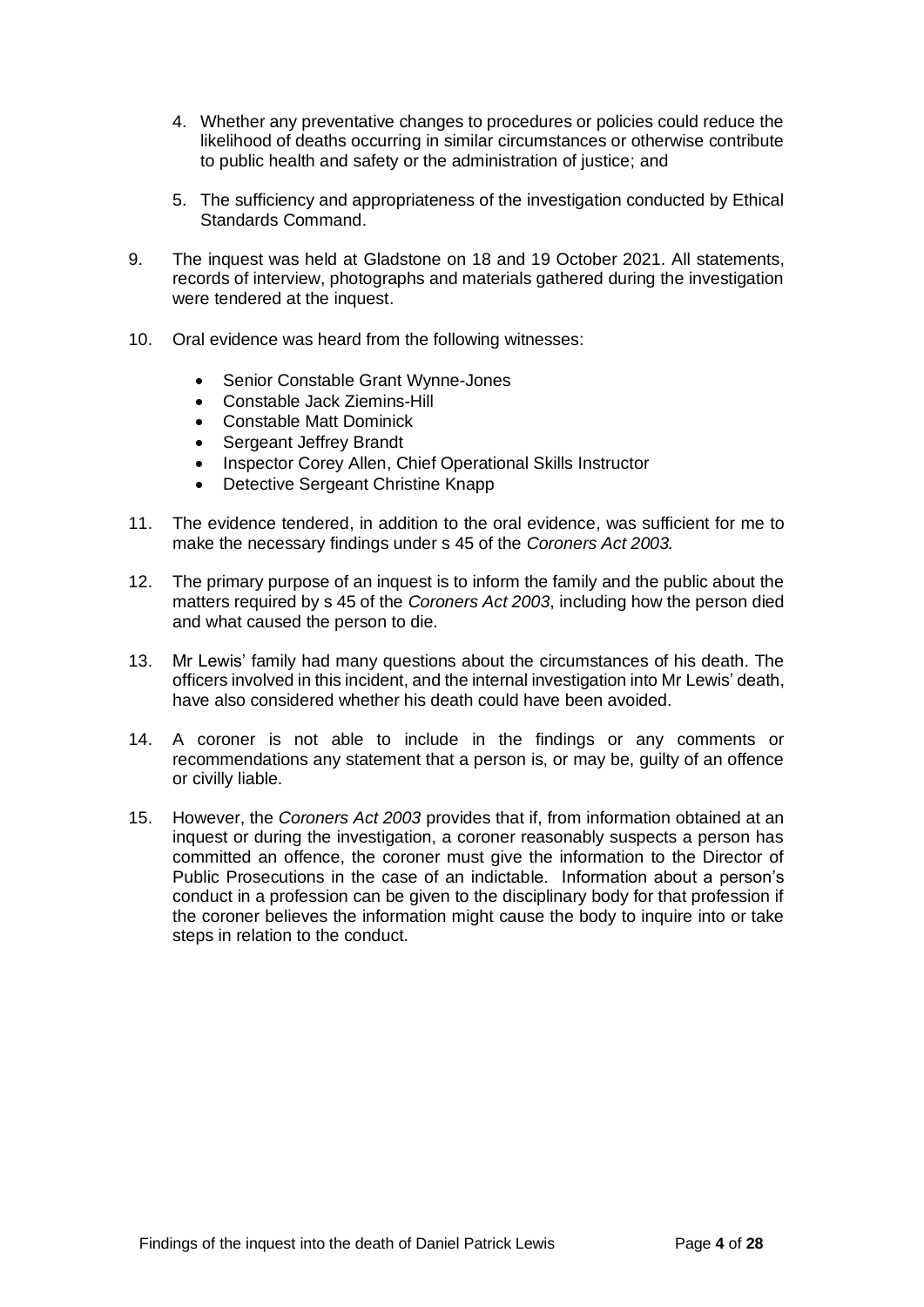4. Whether any preventative changes to procedures or policies could reduce the likelihood of deaths occurring in similar circumstances or otherwise contribute to public health and safety or the administration of justice; and

5. The sufficiency and appropriateness of the investigation conducted by Ethical Standards Command.

9. The inquest was held at Gladstone on 18 and 19 October 2021. All statements, records of interview, photographs and materials gathered during the investigation were tendered at the inquest.

10. Oral evidence was heard from the following witnesses:

    - Senior Constable Grant Wynne-Jones
    - Constable Jack Ziemins-Hill
    - Constable Matt Dominick
    - Sergeant Jeffrey Brandt
    - Inspector Corey Allen, Chief Operational Skills Instructor
    - Detective Sergeant Christine Knapp

11. The evidence tendered, in addition to the oral evidence, was sufficient for me to make the necessary findings under s 45 of the *Coroners Act 2003.*

12. The primary purpose of an inquest is to inform the family and the public about the matters required by s 45 of the *Coroners Act 2003*, including how the person died and what caused the person to die.

13. Mr Lewis' family had many questions about the circumstances of his death. The officers involved in this incident, and the internal investigation into Mr Lewis' death, have also considered whether his death could have been avoided.

14. A coroner is not able to include in the findings or any comments or recommendations any statement that a person is, or may be, guilty of an offence or civilly liable.

15. However, the *Coroners Act 2003* provides that if, from information obtained at an inquest or during the investigation, a coroner reasonably suspects a person has committed an offence, the coroner must give the information to the Director of Public Prosecutions in the case of an indictable. Information about a person's conduct in a profession can be given to the disciplinary body for that profession if the coroner believes the information might cause the body to inquire into or take steps in relation to the conduct.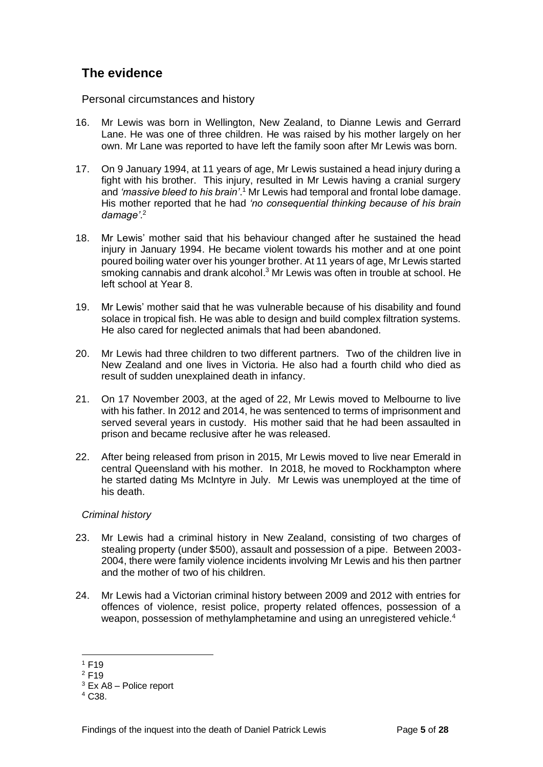## The evidence

Personal circumstances and history

16. Mr Lewis was born in Wellington, New Zealand, to Dianne Lewis and Gerrard Lane. He was one of three children. He was raised by his mother largely on her own. Mr Lane was reported to have left the family soon after Mr Lewis was born.

17. On 9 January 1994, at 11 years of age, Mr Lewis sustained a head injury during a fight with his brother. This injury, resulted in Mr Lewis having a cranial surgery and *'massive bleed to his brain'*.[1] Mr Lewis had temporal and frontal lobe damage. His mother reported that he had *'no consequential thinking because of his brain damage'*.[2]

18. Mr Lewis' mother said that his behaviour changed after he sustained the head injury in January 1994. He became violent towards his mother and at one point poured boiling water over his younger brother. At 11 years of age, Mr Lewis started smoking cannabis and drank alcohol.[3] Mr Lewis was often in trouble at school. He left school at Year 8.

19. Mr Lewis' mother said that he was vulnerable because of his disability and found solace in tropical fish. He was able to design and build complex filtration systems. He also cared for neglected animals that had been abandoned.

20. Mr Lewis had three children to two different partners. Two of the children live in New Zealand and one lives in Victoria. He also had a fourth child who died as result of sudden unexplained death in infancy.

21. On 17 November 2003, at the aged of 22, Mr Lewis moved to Melbourne to live with his father. In 2012 and 2014, he was sentenced to terms of imprisonment and served several years in custody. His mother said that he had been assaulted in prison and became reclusive after he was released.

22. After being released from prison in 2015, Mr Lewis moved to live near Emerald in central Queensland with his mother. In 2018, he moved to Rockhampton where he started dating Ms McIntyre in July. Mr Lewis was unemployed at the time of his death.

*Criminal history*

23. Mr Lewis had a criminal history in New Zealand, consisting of two charges of stealing property (under $500), assault and possession of a pipe. Between 2003-2004, there were family violence incidents involving Mr Lewis and his then partner and the mother of two of his children.

24. Mr Lewis had a Victorian criminal history between 2009 and 2012 with entries for offences of violence, resist police, property related offences, possession of a weapon, possession of methylamphetamine and using an unregistered vehicle.[4]

---

[1] F19

[2] F19

[3] Ex A8 – Police report

[4] C38.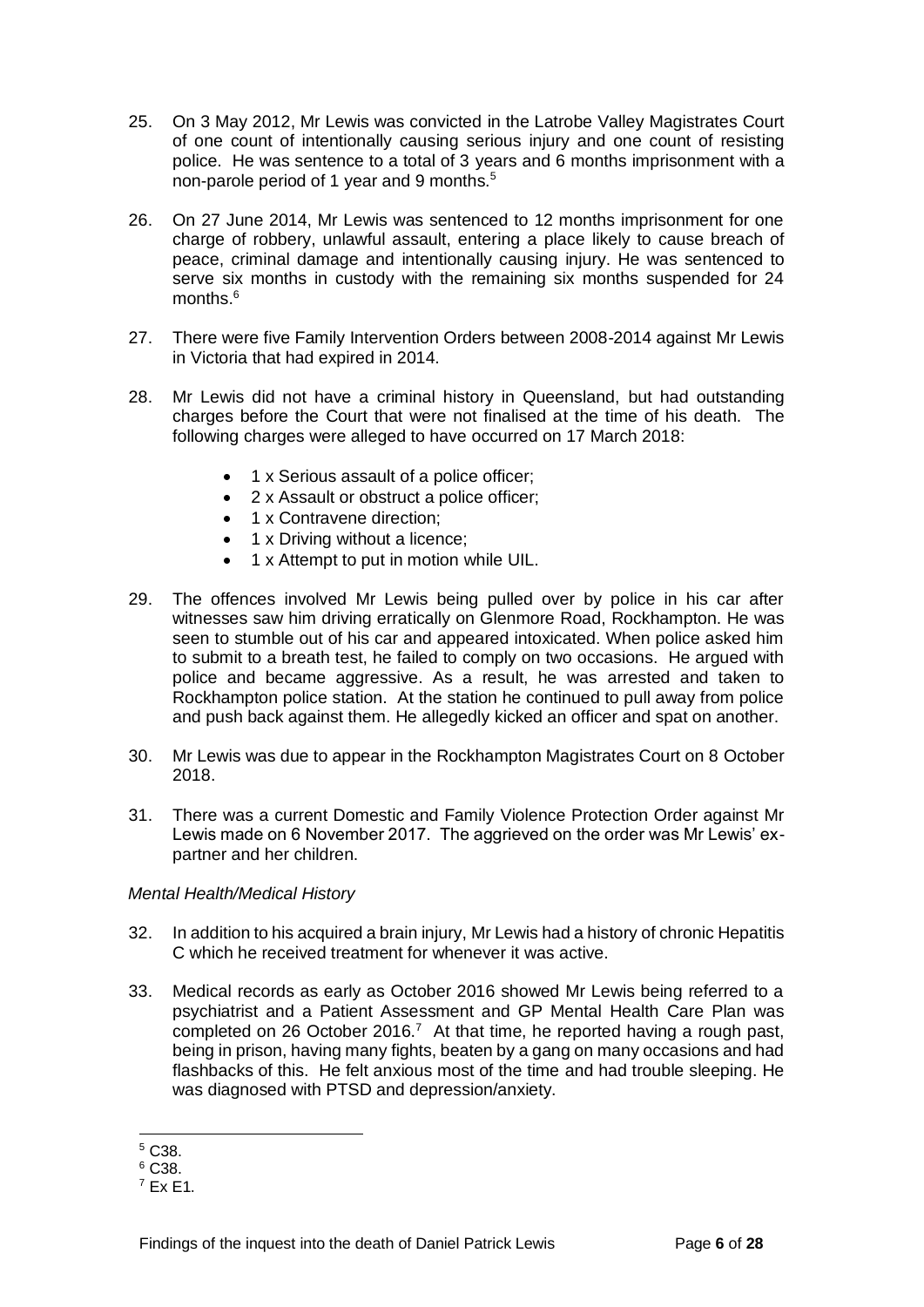25. On 3 May 2012, Mr Lewis was convicted in the Latrobe Valley Magistrates Court of one count of intentionally causing serious injury and one count of resisting police. He was sentence to a total of 3 years and 6 months imprisonment with a non-parole period of 1 year and 9 months.[5]

26. On 27 June 2014, Mr Lewis was sentenced to 12 months imprisonment for one charge of robbery, unlawful assault, entering a place likely to cause breach of peace, criminal damage and intentionally causing injury. He was sentenced to serve six months in custody with the remaining six months suspended for 24 months.[6]

27. There were five Family Intervention Orders between 2008-2014 against Mr Lewis in Victoria that had expired in 2014.

28. Mr Lewis did not have a criminal history in Queensland, but had outstanding charges before the Court that were not finalised at the time of his death. The following charges were alleged to have occurred on 17 March 2018:

    - 1 x Serious assault of a police officer;
    - 2 x Assault or obstruct a police officer;
    - 1 x Contravene direction;
    - 1 x Driving without a licence;
    - 1 x Attempt to put in motion while UIL.

29. The offences involved Mr Lewis being pulled over by police in his car after witnesses saw him driving erratically on Glenmore Road, Rockhampton. He was seen to stumble out of his car and appeared intoxicated. When police asked him to submit to a breath test, he failed to comply on two occasions. He argued with police and became aggressive. As a result, he was arrested and taken to Rockhampton police station. At the station he continued to pull away from police and push back against them. He allegedly kicked an officer and spat on another.

30. Mr Lewis was due to appear in the Rockhampton Magistrates Court on 8 October 2018.

31. There was a current Domestic and Family Violence Protection Order against Mr Lewis made on 6 November 2017. The aggrieved on the order was Mr Lewis' ex-partner and her children.

*Mental Health/Medical History*

32. In addition to his acquired a brain injury, Mr Lewis had a history of chronic Hepatitis C which he received treatment for whenever it was active.

33. Medical records as early as October 2016 showed Mr Lewis being referred to a psychiatrist and a Patient Assessment and GP Mental Health Care Plan was completed on 26 October 2016.[7] At that time, he reported having a rough past, being in prison, having many fights, beaten by a gang on many occasions and had flashbacks of this. He felt anxious most of the time and had trouble sleeping. He was diagnosed with PTSD and depression/anxiety.

---

[5] C38.
[6] C38.
[7] Ex E1.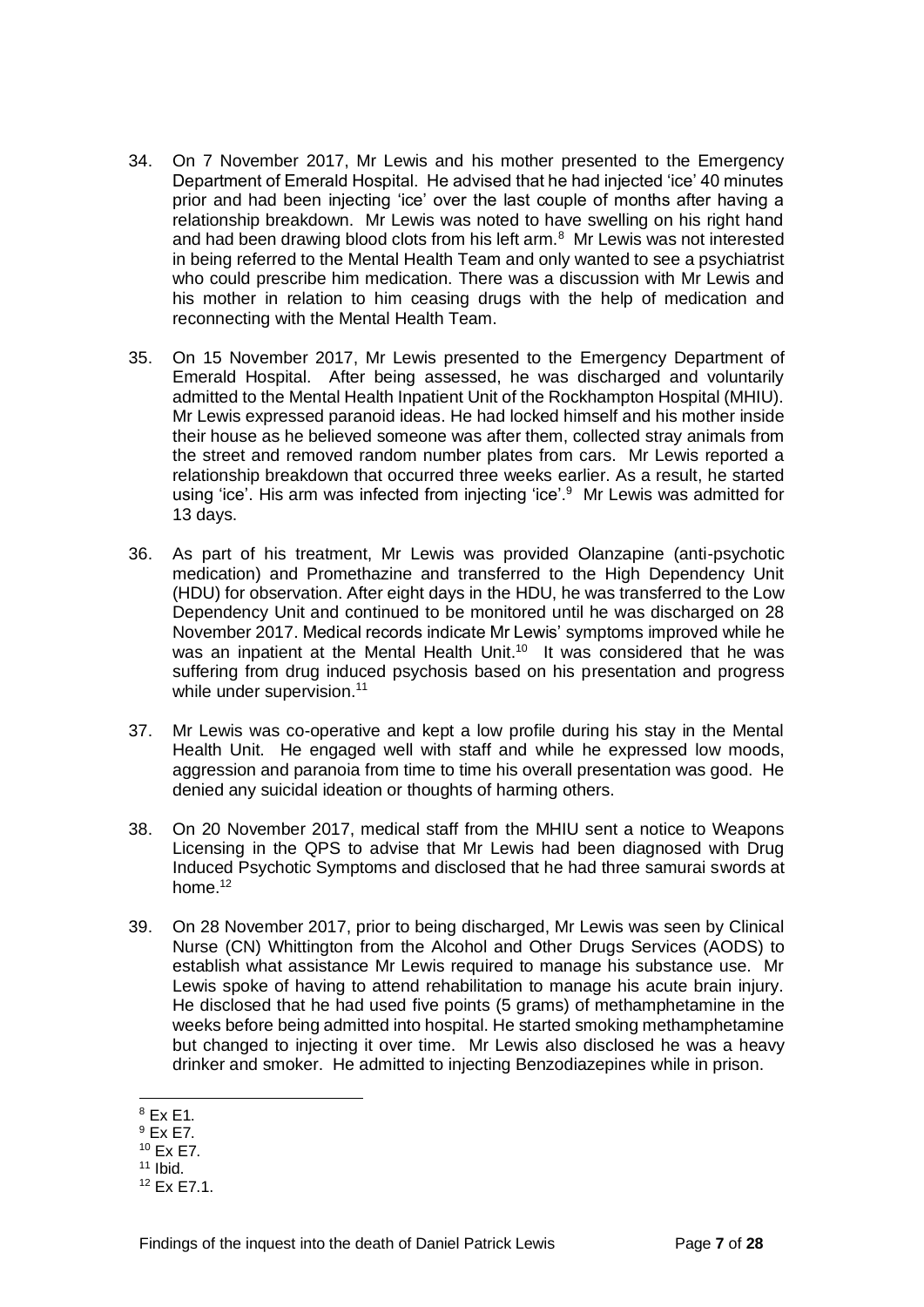34. On 7 November 2017, Mr Lewis and his mother presented to the Emergency Department of Emerald Hospital. He advised that he had injected 'ice' 40 minutes prior and had been injecting 'ice' over the last couple of months after having a relationship breakdown. Mr Lewis was noted to have swelling on his right hand and had been drawing blood clots from his left arm.[8] Mr Lewis was not interested in being referred to the Mental Health Team and only wanted to see a psychiatrist who could prescribe him medication. There was a discussion with Mr Lewis and his mother in relation to him ceasing drugs with the help of medication and reconnecting with the Mental Health Team.

35. On 15 November 2017, Mr Lewis presented to the Emergency Department of Emerald Hospital. After being assessed, he was discharged and voluntarily admitted to the Mental Health Inpatient Unit of the Rockhampton Hospital (MHIU). Mr Lewis expressed paranoid ideas. He had locked himself and his mother inside their house as he believed someone was after them, collected stray animals from the street and removed random number plates from cars. Mr Lewis reported a relationship breakdown that occurred three weeks earlier. As a result, he started using 'ice'. His arm was infected from injecting 'ice'.[9] Mr Lewis was admitted for 13 days.

36. As part of his treatment, Mr Lewis was provided Olanzapine (anti-psychotic medication) and Promethazine and transferred to the High Dependency Unit (HDU) for observation. After eight days in the HDU, he was transferred to the Low Dependency Unit and continued to be monitored until he was discharged on 28 November 2017. Medical records indicate Mr Lewis' symptoms improved while he was an inpatient at the Mental Health Unit.[10] It was considered that he was suffering from drug induced psychosis based on his presentation and progress while under supervision.[11]

37. Mr Lewis was co-operative and kept a low profile during his stay in the Mental Health Unit. He engaged well with staff and while he expressed low moods, aggression and paranoia from time to time his overall presentation was good. He denied any suicidal ideation or thoughts of harming others.

38. On 20 November 2017, medical staff from the MHIU sent a notice to Weapons Licensing in the QPS to advise that Mr Lewis had been diagnosed with Drug Induced Psychotic Symptoms and disclosed that he had three samurai swords at home.[12]

39. On 28 November 2017, prior to being discharged, Mr Lewis was seen by Clinical Nurse (CN) Whittington from the Alcohol and Other Drugs Services (AODS) to establish what assistance Mr Lewis required to manage his substance use. Mr Lewis spoke of having to attend rehabilitation to manage his acute brain injury. He disclosed that he had used five points (5 grams) of methamphetamine in the weeks before being admitted into hospital. He started smoking methamphetamine but changed to injecting it over time. Mr Lewis also disclosed he was a heavy drinker and smoker. He admitted to injecting Benzodiazepines while in prison.

---

[8] Ex E1.

[9] Ex E7.

[10] Ex E7.

[11] Ibid.

[12] Ex E7.1.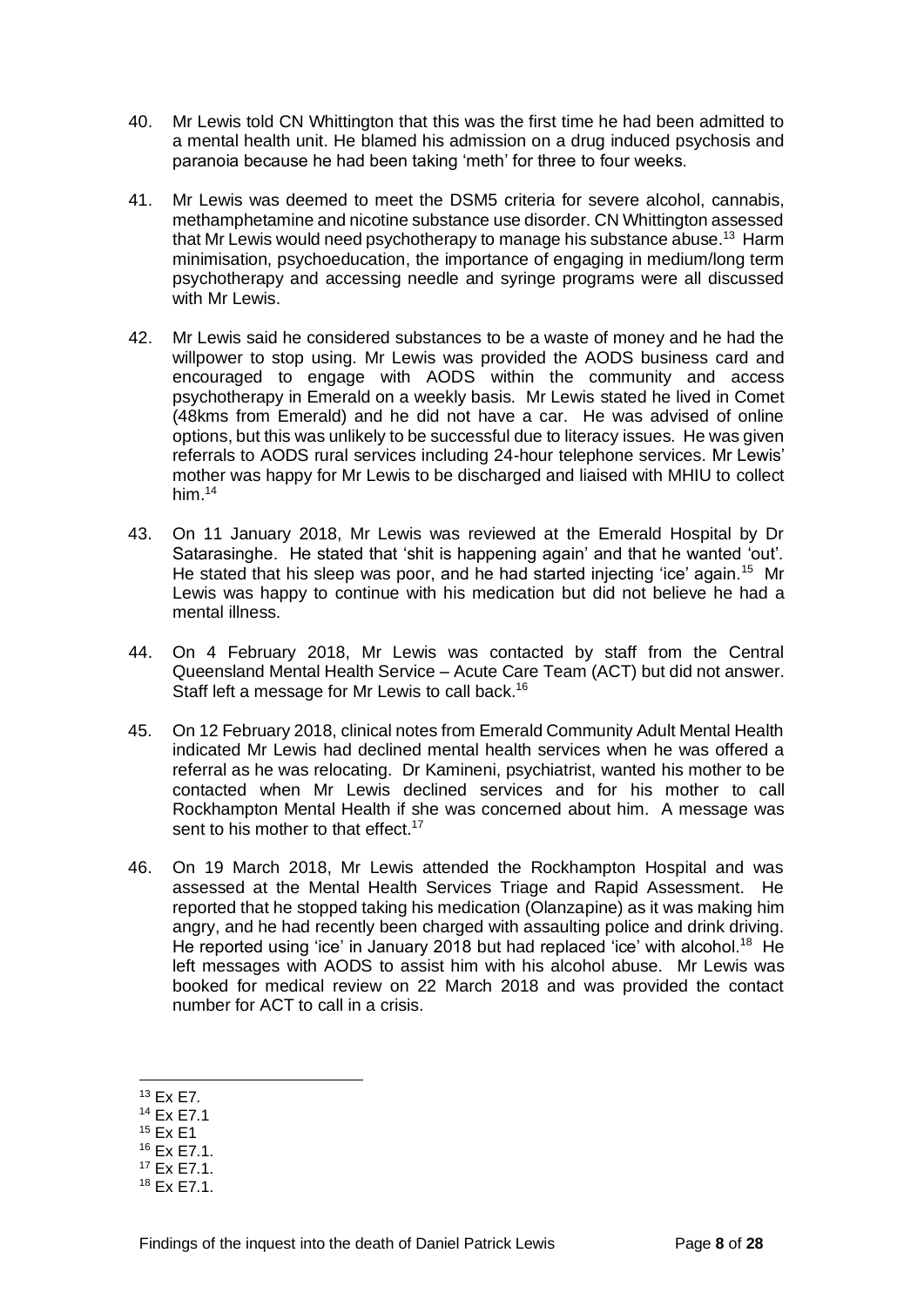40. Mr Lewis told CN Whittington that this was the first time he had been admitted to a mental health unit. He blamed his admission on a drug induced psychosis and paranoia because he had been taking 'meth' for three to four weeks.

41. Mr Lewis was deemed to meet the DSM5 criteria for severe alcohol, cannabis, methamphetamine and nicotine substance use disorder. CN Whittington assessed that Mr Lewis would need psychotherapy to manage his substance abuse.[13] Harm minimisation, psychoeducation, the importance of engaging in medium/long term psychotherapy and accessing needle and syringe programs were all discussed with Mr Lewis.

42. Mr Lewis said he considered substances to be a waste of money and he had the willpower to stop using. Mr Lewis was provided the AODS business card and encouraged to engage with AODS within the community and access psychotherapy in Emerald on a weekly basis. Mr Lewis stated he lived in Comet (48kms from Emerald) and he did not have a car. He was advised of online options, but this was unlikely to be successful due to literacy issues. He was given referrals to AODS rural services including 24-hour telephone services. Mr Lewis' mother was happy for Mr Lewis to be discharged and liaised with MHIU to collect him.[14]

43. On 11 January 2018, Mr Lewis was reviewed at the Emerald Hospital by Dr Satarasinghe. He stated that 'shit is happening again' and that he wanted 'out'. He stated that his sleep was poor, and he had started injecting 'ice' again.[15] Mr Lewis was happy to continue with his medication but did not believe he had a mental illness.

44. On 4 February 2018, Mr Lewis was contacted by staff from the Central Queensland Mental Health Service – Acute Care Team (ACT) but did not answer. Staff left a message for Mr Lewis to call back.[16]

45. On 12 February 2018, clinical notes from Emerald Community Adult Mental Health indicated Mr Lewis had declined mental health services when he was offered a referral as he was relocating. Dr Kamineni, psychiatrist, wanted his mother to be contacted when Mr Lewis declined services and for his mother to call Rockhampton Mental Health if she was concerned about him. A message was sent to his mother to that effect.[17]

46. On 19 March 2018, Mr Lewis attended the Rockhampton Hospital and was assessed at the Mental Health Services Triage and Rapid Assessment. He reported that he stopped taking his medication (Olanzapine) as it was making him angry, and he had recently been charged with assaulting police and drink driving. He reported using 'ice' in January 2018 but had replaced 'ice' with alcohol.[18] He left messages with AODS to assist him with his alcohol abuse. Mr Lewis was booked for medical review on 22 March 2018 and was provided the contact number for ACT to call in a crisis.

---

[13] Ex E7.

[14] Ex E7.1

[15] Ex E1

[16] Ex E7.1.

[17] Ex E7.1.

[18] Ex E7.1.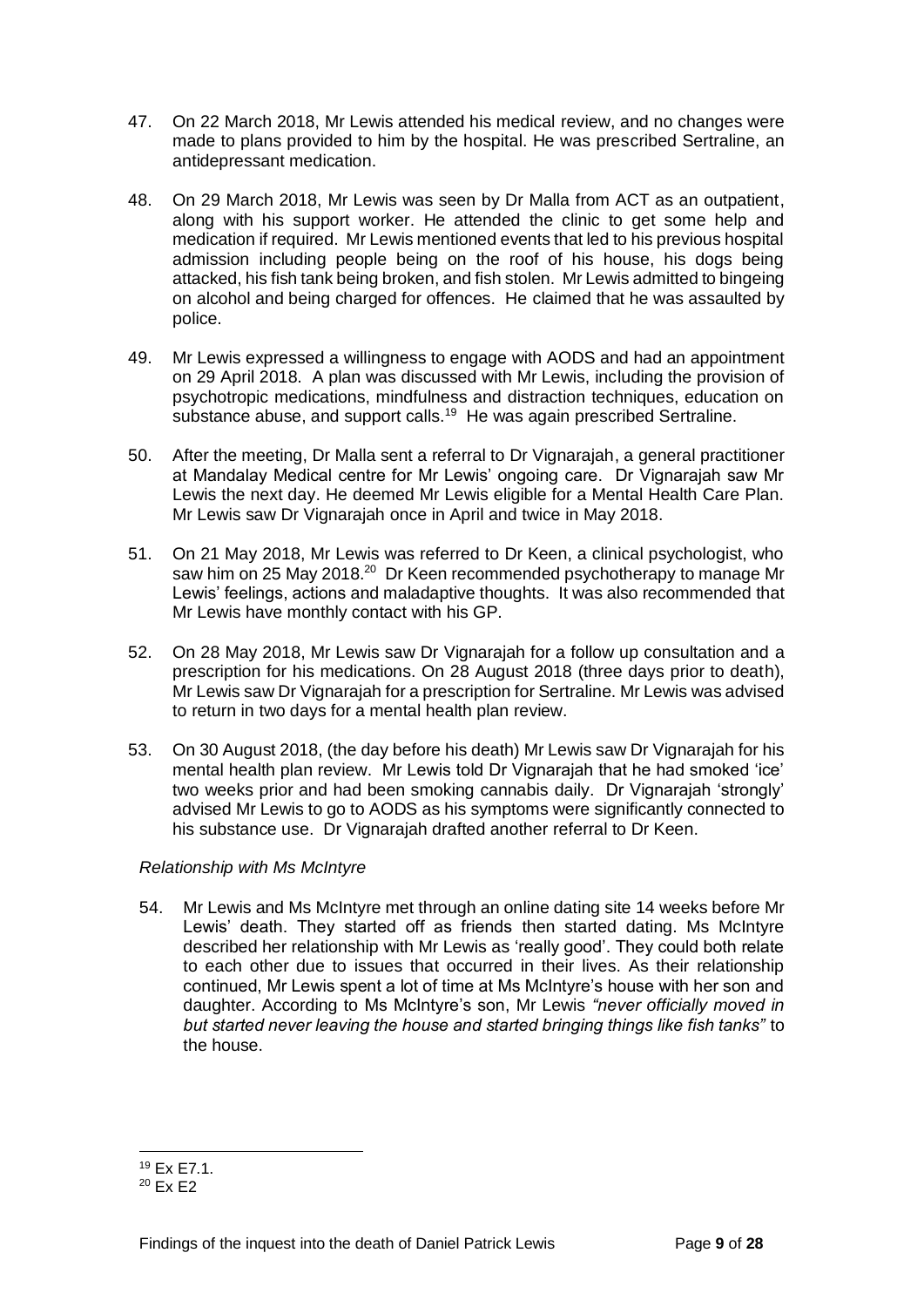47. On 22 March 2018, Mr Lewis attended his medical review, and no changes were made to plans provided to him by the hospital. He was prescribed Sertraline, an antidepressant medication.

48. On 29 March 2018, Mr Lewis was seen by Dr Malla from ACT as an outpatient, along with his support worker. He attended the clinic to get some help and medication if required. Mr Lewis mentioned events that led to his previous hospital admission including people being on the roof of his house, his dogs being attacked, his fish tank being broken, and fish stolen. Mr Lewis admitted to bingeing on alcohol and being charged for offences. He claimed that he was assaulted by police.

49. Mr Lewis expressed a willingness to engage with AODS and had an appointment on 29 April 2018. A plan was discussed with Mr Lewis, including the provision of psychotropic medications, mindfulness and distraction techniques, education on substance abuse, and support calls.[19] He was again prescribed Sertraline.

50. After the meeting, Dr Malla sent a referral to Dr Vignarajah, a general practitioner at Mandalay Medical centre for Mr Lewis' ongoing care. Dr Vignarajah saw Mr Lewis the next day. He deemed Mr Lewis eligible for a Mental Health Care Plan. Mr Lewis saw Dr Vignarajah once in April and twice in May 2018.

51. On 21 May 2018, Mr Lewis was referred to Dr Keen, a clinical psychologist, who saw him on 25 May 2018.[20] Dr Keen recommended psychotherapy to manage Mr Lewis' feelings, actions and maladaptive thoughts. It was also recommended that Mr Lewis have monthly contact with his GP.

52. On 28 May 2018, Mr Lewis saw Dr Vignarajah for a follow up consultation and a prescription for his medications. On 28 August 2018 (three days prior to death), Mr Lewis saw Dr Vignarajah for a prescription for Sertraline. Mr Lewis was advised to return in two days for a mental health plan review.

53. On 30 August 2018, (the day before his death) Mr Lewis saw Dr Vignarajah for his mental health plan review. Mr Lewis told Dr Vignarajah that he had smoked 'ice' two weeks prior and had been smoking cannabis daily. Dr Vignarajah 'strongly' advised Mr Lewis to go to AODS as his symptoms were significantly connected to his substance use. Dr Vignarajah drafted another referral to Dr Keen.

*Relationship with Ms McIntyre*

54. Mr Lewis and Ms McIntyre met through an online dating site 14 weeks before Mr Lewis' death. They started off as friends then started dating. Ms McIntyre described her relationship with Mr Lewis as 'really good'. They could both relate to each other due to issues that occurred in their lives. As their relationship continued, Mr Lewis spent a lot of time at Ms McIntyre's house with her son and daughter. According to Ms McIntyre's son, Mr Lewis *"never officially moved in but started never leaving the house and started bringing things like fish tanks"* to the house.

---

[19] Ex E7.1.

[20] Ex E2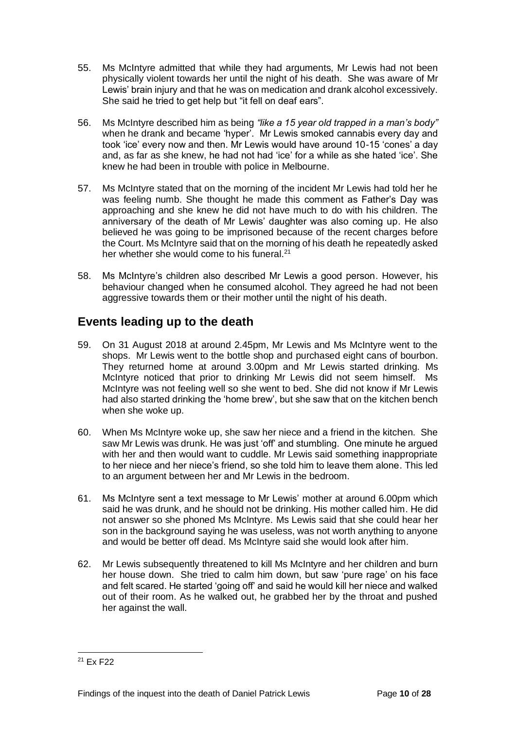55. Ms McIntyre admitted that while they had arguments, Mr Lewis had not been physically violent towards her until the night of his death. She was aware of Mr Lewis' brain injury and that he was on medication and drank alcohol excessively. She said he tried to get help but "it fell on deaf ears".

56. Ms McIntyre described him as being *"like a 15 year old trapped in a man's body"* when he drank and became 'hyper'. Mr Lewis smoked cannabis every day and took 'ice' every now and then. Mr Lewis would have around 10-15 'cones' a day and, as far as she knew, he had not had 'ice' for a while as she hated 'ice'. She knew he had been in trouble with police in Melbourne.

57. Ms McIntyre stated that on the morning of the incident Mr Lewis had told her he was feeling numb. She thought he made this comment as Father's Day was approaching and she knew he did not have much to do with his children. The anniversary of the death of Mr Lewis' daughter was also coming up. He also believed he was going to be imprisoned because of the recent charges before the Court. Ms McIntyre said that on the morning of his death he repeatedly asked her whether she would come to his funeral.[21]

58. Ms McIntyre's children also described Mr Lewis a good person. However, his behaviour changed when he consumed alcohol. They agreed he had not been aggressive towards them or their mother until the night of his death.

## Events leading up to the death

59. On 31 August 2018 at around 2.45pm, Mr Lewis and Ms McIntyre went to the shops. Mr Lewis went to the bottle shop and purchased eight cans of bourbon. They returned home at around 3.00pm and Mr Lewis started drinking. Ms McIntyre noticed that prior to drinking Mr Lewis did not seem himself. Ms McIntyre was not feeling well so she went to bed. She did not know if Mr Lewis had also started drinking the 'home brew', but she saw that on the kitchen bench when she woke up.

60. When Ms McIntyre woke up, she saw her niece and a friend in the kitchen. She saw Mr Lewis was drunk. He was just 'off' and stumbling. One minute he argued with her and then would want to cuddle. Mr Lewis said something inappropriate to her niece and her niece's friend, so she told him to leave them alone. This led to an argument between her and Mr Lewis in the bedroom.

61. Ms McIntyre sent a text message to Mr Lewis' mother at around 6.00pm which said he was drunk, and he should not be drinking. His mother called him. He did not answer so she phoned Ms McIntyre. Ms Lewis said that she could hear her son in the background saying he was useless, was not worth anything to anyone and would be better off dead. Ms McIntyre said she would look after him.

62. Mr Lewis subsequently threatened to kill Ms McIntyre and her children and burn her house down. She tried to calm him down, but saw 'pure rage' on his face and felt scared. He started 'going off' and said he would kill her niece and walked out of their room. As he walked out, he grabbed her by the throat and pushed her against the wall.

[21] Ex F22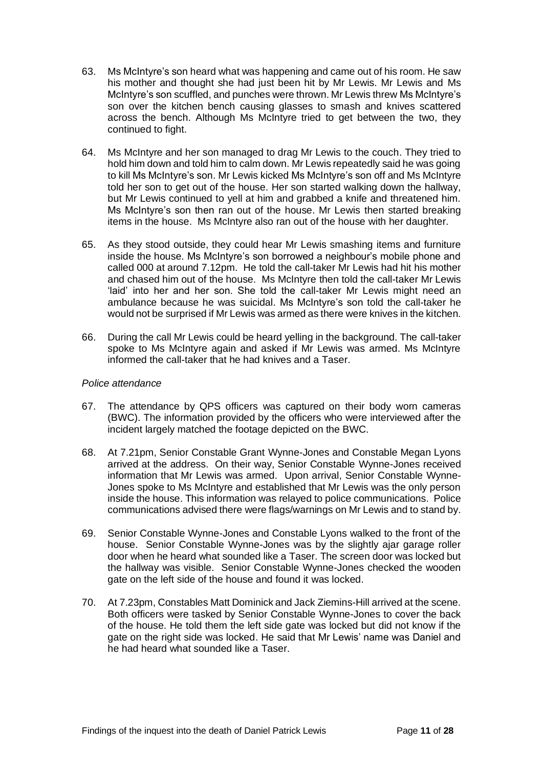63. Ms McIntyre's son heard what was happening and came out of his room. He saw his mother and thought she had just been hit by Mr Lewis. Mr Lewis and Ms McIntyre's son scuffled, and punches were thrown. Mr Lewis threw Ms McIntyre's son over the kitchen bench causing glasses to smash and knives scattered across the bench. Although Ms McIntyre tried to get between the two, they continued to fight.

64. Ms McIntyre and her son managed to drag Mr Lewis to the couch. They tried to hold him down and told him to calm down. Mr Lewis repeatedly said he was going to kill Ms McIntyre's son. Mr Lewis kicked Ms McIntyre's son off and Ms McIntyre told her son to get out of the house. Her son started walking down the hallway, but Mr Lewis continued to yell at him and grabbed a knife and threatened him. Ms McIntyre's son then ran out of the house. Mr Lewis then started breaking items in the house. Ms McIntyre also ran out of the house with her daughter.

65. As they stood outside, they could hear Mr Lewis smashing items and furniture inside the house. Ms McIntyre's son borrowed a neighbour's mobile phone and called 000 at around 7.12pm. He told the call-taker Mr Lewis had hit his mother and chased him out of the house. Ms McIntyre then told the call-taker Mr Lewis 'laid' into her and her son. She told the call-taker Mr Lewis might need an ambulance because he was suicidal. Ms McIntyre's son told the call-taker he would not be surprised if Mr Lewis was armed as there were knives in the kitchen.

66. During the call Mr Lewis could be heard yelling in the background. The call-taker spoke to Ms McIntyre again and asked if Mr Lewis was armed. Ms McIntyre informed the call-taker that he had knives and a Taser.

*Police attendance*

67. The attendance by QPS officers was captured on their body worn cameras (BWC). The information provided by the officers who were interviewed after the incident largely matched the footage depicted on the BWC.

68. At 7.21pm, Senior Constable Grant Wynne-Jones and Constable Megan Lyons arrived at the address. On their way, Senior Constable Wynne-Jones received information that Mr Lewis was armed. Upon arrival, Senior Constable Wynne-Jones spoke to Ms McIntyre and established that Mr Lewis was the only person inside the house. This information was relayed to police communications. Police communications advised there were flags/warnings on Mr Lewis and to stand by.

69. Senior Constable Wynne-Jones and Constable Lyons walked to the front of the house. Senior Constable Wynne-Jones was by the slightly ajar garage roller door when he heard what sounded like a Taser. The screen door was locked but the hallway was visible. Senior Constable Wynne-Jones checked the wooden gate on the left side of the house and found it was locked.

70. At 7.23pm, Constables Matt Dominick and Jack Ziemins-Hill arrived at the scene. Both officers were tasked by Senior Constable Wynne-Jones to cover the back of the house. He told them the left side gate was locked but did not know if the gate on the right side was locked. He said that Mr Lewis' name was Daniel and he had heard what sounded like a Taser.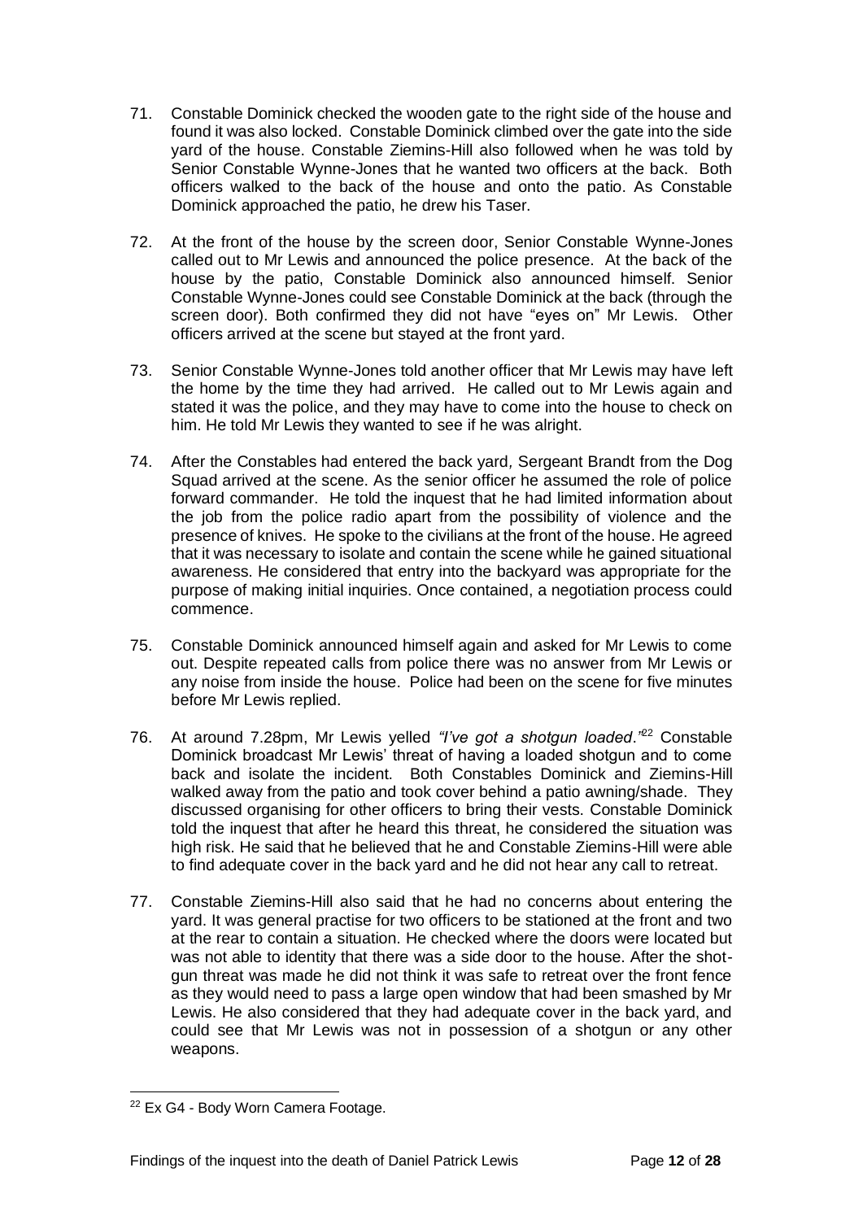71. Constable Dominick checked the wooden gate to the right side of the house and found it was also locked. Constable Dominick climbed over the gate into the side yard of the house. Constable Ziemins-Hill also followed when he was told by Senior Constable Wynne-Jones that he wanted two officers at the back. Both officers walked to the back of the house and onto the patio. As Constable Dominick approached the patio, he drew his Taser.

72. At the front of the house by the screen door, Senior Constable Wynne-Jones called out to Mr Lewis and announced the police presence. At the back of the house by the patio, Constable Dominick also announced himself. Senior Constable Wynne-Jones could see Constable Dominick at the back (through the screen door). Both confirmed they did not have "eyes on" Mr Lewis. Other officers arrived at the scene but stayed at the front yard.

73. Senior Constable Wynne-Jones told another officer that Mr Lewis may have left the home by the time they had arrived. He called out to Mr Lewis again and stated it was the police, and they may have to come into the house to check on him. He told Mr Lewis they wanted to see if he was alright.

74. After the Constables had entered the back yard, Sergeant Brandt from the Dog Squad arrived at the scene. As the senior officer he assumed the role of police forward commander. He told the inquest that he had limited information about the job from the police radio apart from the possibility of violence and the presence of knives. He spoke to the civilians at the front of the house. He agreed that it was necessary to isolate and contain the scene while he gained situational awareness. He considered that entry into the backyard was appropriate for the purpose of making initial inquiries. Once contained, a negotiation process could commence.

75. Constable Dominick announced himself again and asked for Mr Lewis to come out. Despite repeated calls from police there was no answer from Mr Lewis or any noise from inside the house. Police had been on the scene for five minutes before Mr Lewis replied.

76. At around 7.28pm, Mr Lewis yelled *"I've got a shotgun loaded."*[22] Constable Dominick broadcast Mr Lewis' threat of having a loaded shotgun and to come back and isolate the incident. Both Constables Dominick and Ziemins-Hill walked away from the patio and took cover behind a patio awning/shade. They discussed organising for other officers to bring their vests. Constable Dominick told the inquest that after he heard this threat, he considered the situation was high risk. He said that he believed that he and Constable Ziemins-Hill were able to find adequate cover in the back yard and he did not hear any call to retreat.

77. Constable Ziemins-Hill also said that he had no concerns about entering the yard. It was general practise for two officers to be stationed at the front and two at the rear to contain a situation. He checked where the doors were located but was not able to identity that there was a side door to the house. After the shot-gun threat was made he did not think it was safe to retreat over the front fence as they would need to pass a large open window that had been smashed by Mr Lewis. He also considered that they had adequate cover in the back yard, and could see that Mr Lewis was not in possession of a shotgun or any other weapons.

---

[22] Ex G4 - Body Worn Camera Footage.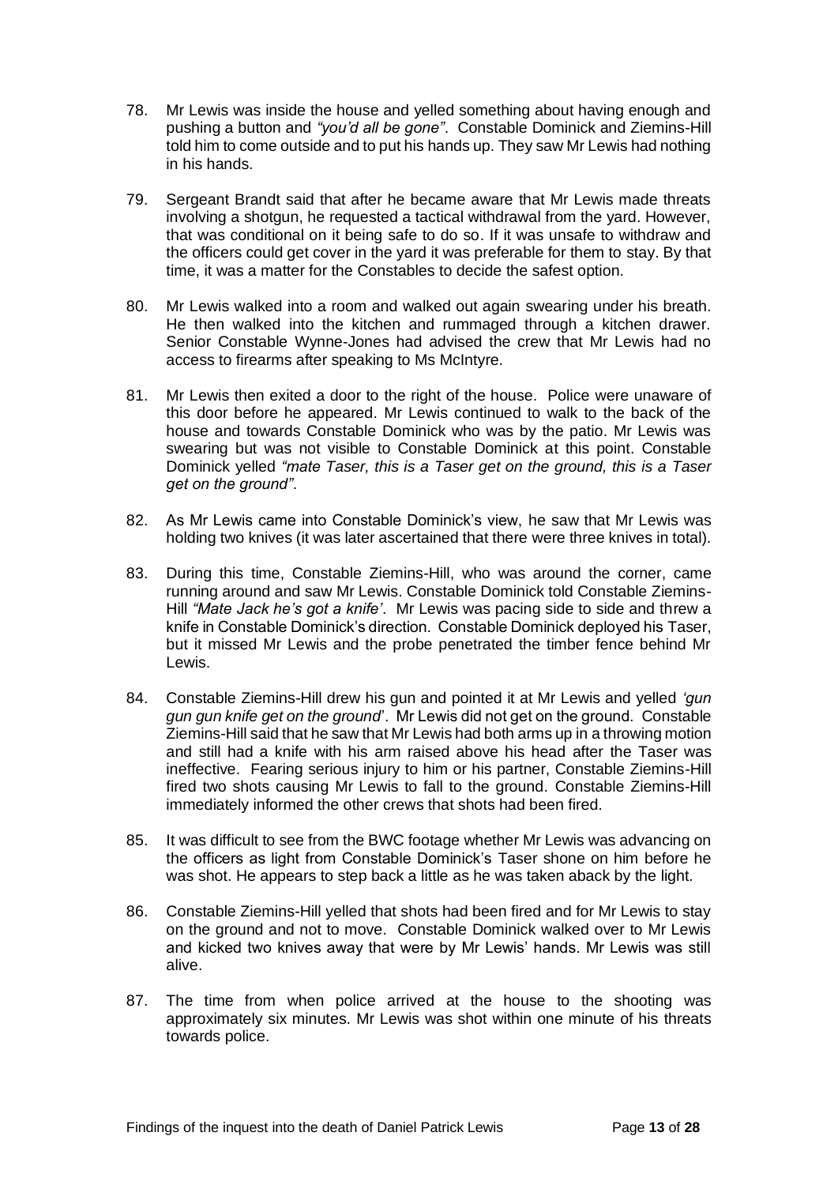78. Mr Lewis was inside the house and yelled something about having enough and pushing a button and *"you'd all be gone"*. Constable Dominick and Ziemins-Hill told him to come outside and to put his hands up. They saw Mr Lewis had nothing in his hands.

79. Sergeant Brandt said that after he became aware that Mr Lewis made threats involving a shotgun, he requested a tactical withdrawal from the yard. However, that was conditional on it being safe to do so. If it was unsafe to withdraw and the officers could get cover in the yard it was preferable for them to stay. By that time, it was a matter for the Constables to decide the safest option.

80. Mr Lewis walked into a room and walked out again swearing under his breath. He then walked into the kitchen and rummaged through a kitchen drawer. Senior Constable Wynne-Jones had advised the crew that Mr Lewis had no access to firearms after speaking to Ms McIntyre.

81. Mr Lewis then exited a door to the right of the house. Police were unaware of this door before he appeared. Mr Lewis continued to walk to the back of the house and towards Constable Dominick who was by the patio. Mr Lewis was swearing but was not visible to Constable Dominick at this point. Constable Dominick yelled *"mate Taser, this is a Taser get on the ground, this is a Taser get on the ground"*.

82. As Mr Lewis came into Constable Dominick's view, he saw that Mr Lewis was holding two knives (it was later ascertained that there were three knives in total).

83. During this time, Constable Ziemins-Hill, who was around the corner, came running around and saw Mr Lewis. Constable Dominick told Constable Ziemins-Hill *"Mate Jack he's got a knife'*. Mr Lewis was pacing side to side and threw a knife in Constable Dominick's direction. Constable Dominick deployed his Taser, but it missed Mr Lewis and the probe penetrated the timber fence behind Mr Lewis.

84. Constable Ziemins-Hill drew his gun and pointed it at Mr Lewis and yelled *'gun gun gun knife get on the ground*'. Mr Lewis did not get on the ground. Constable Ziemins-Hill said that he saw that Mr Lewis had both arms up in a throwing motion and still had a knife with his arm raised above his head after the Taser was ineffective. Fearing serious injury to him or his partner, Constable Ziemins-Hill fired two shots causing Mr Lewis to fall to the ground. Constable Ziemins-Hill immediately informed the other crews that shots had been fired.

85. It was difficult to see from the BWC footage whether Mr Lewis was advancing on the officers as light from Constable Dominick's Taser shone on him before he was shot. He appears to step back a little as he was taken aback by the light.

86. Constable Ziemins-Hill yelled that shots had been fired and for Mr Lewis to stay on the ground and not to move. Constable Dominick walked over to Mr Lewis and kicked two knives away that were by Mr Lewis' hands. Mr Lewis was still alive.

87. The time from when police arrived at the house to the shooting was approximately six minutes. Mr Lewis was shot within one minute of his threats towards police.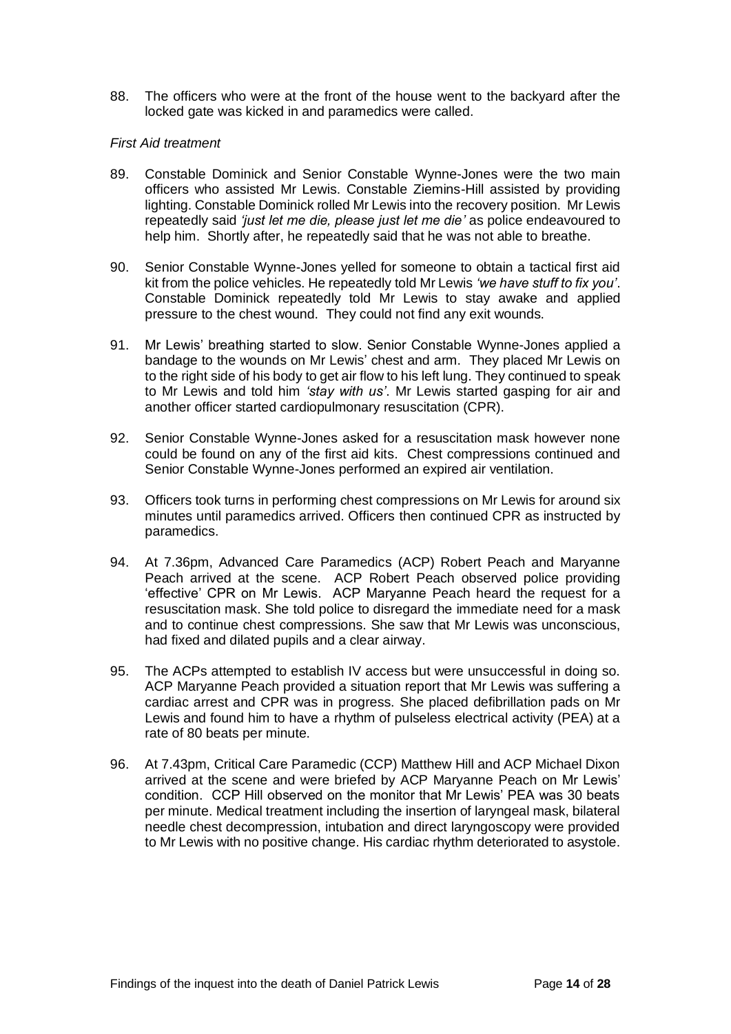88. The officers who were at the front of the house went to the backyard after the locked gate was kicked in and paramedics were called.

*First Aid treatment*

89. Constable Dominick and Senior Constable Wynne-Jones were the two main officers who assisted Mr Lewis. Constable Ziemins-Hill assisted by providing lighting. Constable Dominick rolled Mr Lewis into the recovery position. Mr Lewis repeatedly said *'just let me die, please just let me die'* as police endeavoured to help him. Shortly after, he repeatedly said that he was not able to breathe.

90. Senior Constable Wynne-Jones yelled for someone to obtain a tactical first aid kit from the police vehicles. He repeatedly told Mr Lewis *'we have stuff to fix you'*. Constable Dominick repeatedly told Mr Lewis to stay awake and applied pressure to the chest wound. They could not find any exit wounds.

91. Mr Lewis' breathing started to slow. Senior Constable Wynne-Jones applied a bandage to the wounds on Mr Lewis' chest and arm. They placed Mr Lewis on to the right side of his body to get air flow to his left lung. They continued to speak to Mr Lewis and told him *'stay with us'*. Mr Lewis started gasping for air and another officer started cardiopulmonary resuscitation (CPR).

92. Senior Constable Wynne-Jones asked for a resuscitation mask however none could be found on any of the first aid kits. Chest compressions continued and Senior Constable Wynne-Jones performed an expired air ventilation.

93. Officers took turns in performing chest compressions on Mr Lewis for around six minutes until paramedics arrived. Officers then continued CPR as instructed by paramedics.

94. At 7.36pm, Advanced Care Paramedics (ACP) Robert Peach and Maryanne Peach arrived at the scene. ACP Robert Peach observed police providing 'effective' CPR on Mr Lewis. ACP Maryanne Peach heard the request for a resuscitation mask. She told police to disregard the immediate need for a mask and to continue chest compressions. She saw that Mr Lewis was unconscious, had fixed and dilated pupils and a clear airway.

95. The ACPs attempted to establish IV access but were unsuccessful in doing so. ACP Maryanne Peach provided a situation report that Mr Lewis was suffering a cardiac arrest and CPR was in progress. She placed defibrillation pads on Mr Lewis and found him to have a rhythm of pulseless electrical activity (PEA) at a rate of 80 beats per minute.

96. At 7.43pm, Critical Care Paramedic (CCP) Matthew Hill and ACP Michael Dixon arrived at the scene and were briefed by ACP Maryanne Peach on Mr Lewis' condition. CCP Hill observed on the monitor that Mr Lewis' PEA was 30 beats per minute. Medical treatment including the insertion of laryngeal mask, bilateral needle chest decompression, intubation and direct laryngoscopy were provided to Mr Lewis with no positive change. His cardiac rhythm deteriorated to asystole.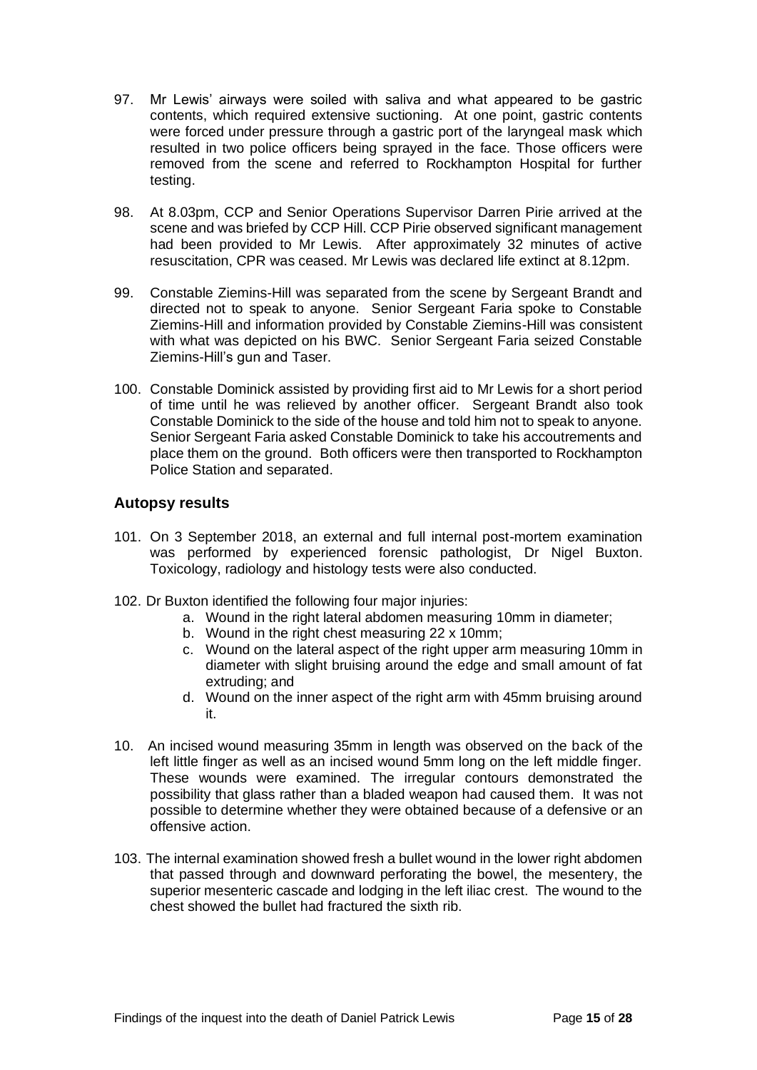97. Mr Lewis' airways were soiled with saliva and what appeared to be gastric contents, which required extensive suctioning. At one point, gastric contents were forced under pressure through a gastric port of the laryngeal mask which resulted in two police officers being sprayed in the face. Those officers were removed from the scene and referred to Rockhampton Hospital for further testing.

98. At 8.03pm, CCP and Senior Operations Supervisor Darren Pirie arrived at the scene and was briefed by CCP Hill. CCP Pirie observed significant management had been provided to Mr Lewis. After approximately 32 minutes of active resuscitation, CPR was ceased. Mr Lewis was declared life extinct at 8.12pm.

99. Constable Ziemins-Hill was separated from the scene by Sergeant Brandt and directed not to speak to anyone. Senior Sergeant Faria spoke to Constable Ziemins-Hill and information provided by Constable Ziemins-Hill was consistent with what was depicted on his BWC. Senior Sergeant Faria seized Constable Ziemins-Hill's gun and Taser.

100. Constable Dominick assisted by providing first aid to Mr Lewis for a short period of time until he was relieved by another officer. Sergeant Brandt also took Constable Dominick to the side of the house and told him not to speak to anyone. Senior Sergeant Faria asked Constable Dominick to take his accoutrements and place them on the ground. Both officers were then transported to Rockhampton Police Station and separated.

## Autopsy results

101. On 3 September 2018, an external and full internal post-mortem examination was performed by experienced forensic pathologist, Dr Nigel Buxton. Toxicology, radiology and histology tests were also conducted.

102. Dr Buxton identified the following four major injuries:
    a. Wound in the right lateral abdomen measuring 10mm in diameter;
    b. Wound in the right chest measuring 22 x 10mm;
    c. Wound on the lateral aspect of the right upper arm measuring 10mm in diameter with slight bruising around the edge and small amount of fat extruding; and
    d. Wound on the inner aspect of the right arm with 45mm bruising around it.

10. An incised wound measuring 35mm in length was observed on the back of the left little finger as well as an incised wound 5mm long on the left middle finger. These wounds were examined. The irregular contours demonstrated the possibility that glass rather than a bladed weapon had caused them. It was not possible to determine whether they were obtained because of a defensive or an offensive action.

103. The internal examination showed fresh a bullet wound in the lower right abdomen that passed through and downward perforating the bowel, the mesentery, the superior mesenteric cascade and lodging in the left iliac crest. The wound to the chest showed the bullet had fractured the sixth rib.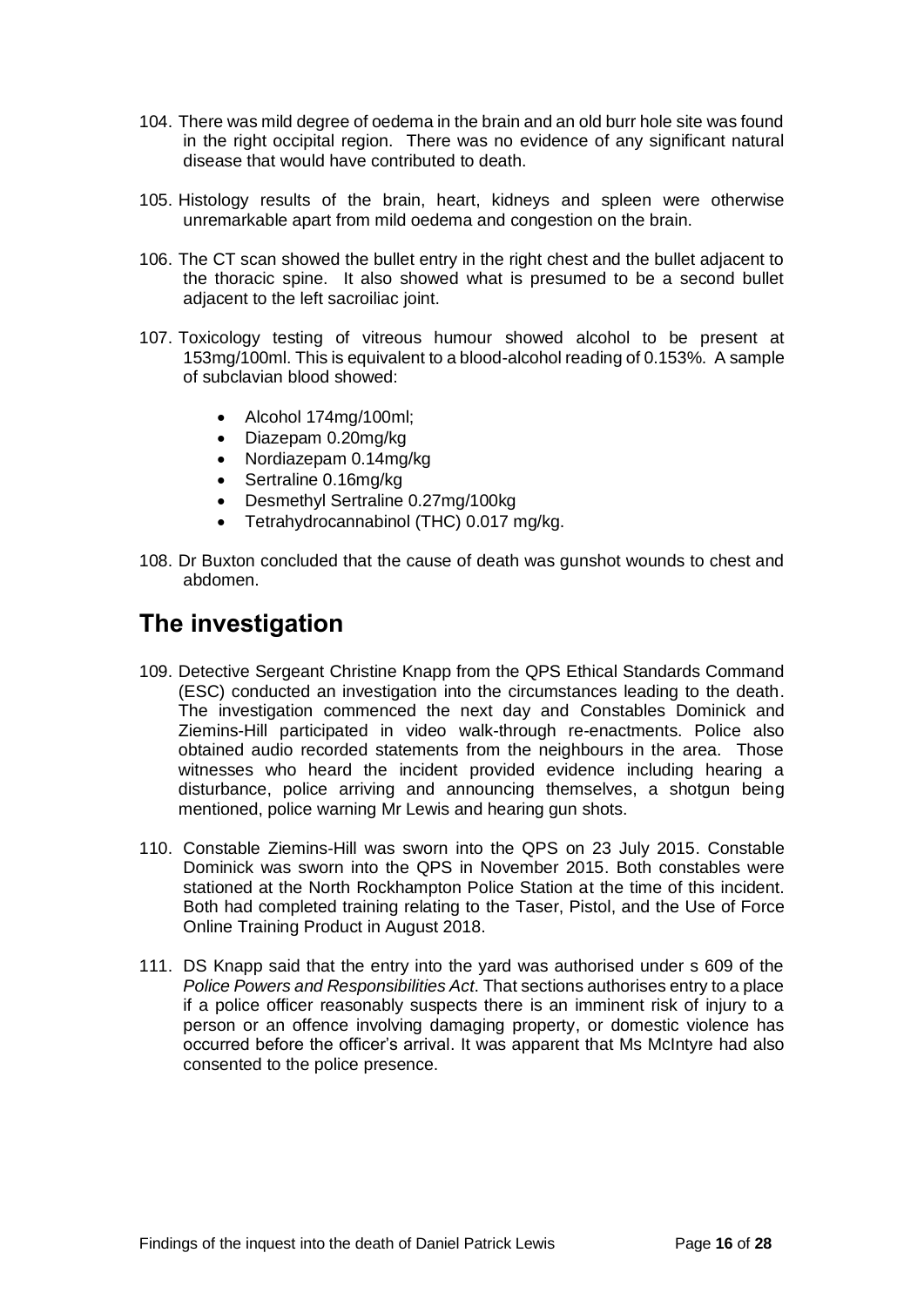104. There was mild degree of oedema in the brain and an old burr hole site was found in the right occipital region. There was no evidence of any significant natural disease that would have contributed to death.

105. Histology results of the brain, heart, kidneys and spleen were otherwise unremarkable apart from mild oedema and congestion on the brain.

106. The CT scan showed the bullet entry in the right chest and the bullet adjacent to the thoracic spine. It also showed what is presumed to be a second bullet adjacent to the left sacroiliac joint.

107. Toxicology testing of vitreous humour showed alcohol to be present at 153mg/100ml. This is equivalent to a blood-alcohol reading of 0.153%. A sample of subclavian blood showed:

- Alcohol 174mg/100ml;
- Diazepam 0.20mg/kg
- Nordiazepam 0.14mg/kg
- Sertraline 0.16mg/kg
- Desmethyl Sertraline 0.27mg/100kg
- Tetrahydrocannabinol (THC) 0.017 mg/kg.

108. Dr Buxton concluded that the cause of death was gunshot wounds to chest and abdomen.

## The investigation

109. Detective Sergeant Christine Knapp from the QPS Ethical Standards Command (ESC) conducted an investigation into the circumstances leading to the death. The investigation commenced the next day and Constables Dominick and Ziemins-Hill participated in video walk-through re-enactments. Police also obtained audio recorded statements from the neighbours in the area. Those witnesses who heard the incident provided evidence including hearing a disturbance, police arriving and announcing themselves, a shotgun being mentioned, police warning Mr Lewis and hearing gun shots.

110. Constable Ziemins-Hill was sworn into the QPS on 23 July 2015. Constable Dominick was sworn into the QPS in November 2015. Both constables were stationed at the North Rockhampton Police Station at the time of this incident. Both had completed training relating to the Taser, Pistol, and the Use of Force Online Training Product in August 2018.

111. DS Knapp said that the entry into the yard was authorised under s 609 of the *Police Powers and Responsibilities Act*. That sections authorises entry to a place if a police officer reasonably suspects there is an imminent risk of injury to a person or an offence involving damaging property, or domestic violence has occurred before the officer's arrival. It was apparent that Ms McIntyre had also consented to the police presence.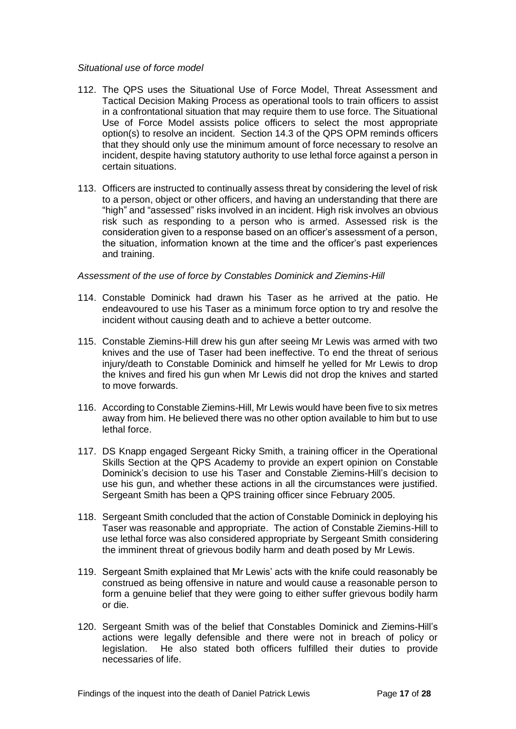*Situational use of force model*

112. The QPS uses the Situational Use of Force Model, Threat Assessment and Tactical Decision Making Process as operational tools to train officers to assist in a confrontational situation that may require them to use force. The Situational Use of Force Model assists police officers to select the most appropriate option(s) to resolve an incident. Section 14.3 of the QPS OPM reminds officers that they should only use the minimum amount of force necessary to resolve an incident, despite having statutory authority to use lethal force against a person in certain situations.

113. Officers are instructed to continually assess threat by considering the level of risk to a person, object or other officers, and having an understanding that there are "high" and "assessed" risks involved in an incident. High risk involves an obvious risk such as responding to a person who is armed. Assessed risk is the consideration given to a response based on an officer's assessment of a person, the situation, information known at the time and the officer's past experiences and training.

*Assessment of the use of force by Constables Dominick and Ziemins-Hill*

114. Constable Dominick had drawn his Taser as he arrived at the patio. He endeavoured to use his Taser as a minimum force option to try and resolve the incident without causing death and to achieve a better outcome.

115. Constable Ziemins-Hill drew his gun after seeing Mr Lewis was armed with two knives and the use of Taser had been ineffective. To end the threat of serious injury/death to Constable Dominick and himself he yelled for Mr Lewis to drop the knives and fired his gun when Mr Lewis did not drop the knives and started to move forwards.

116. According to Constable Ziemins-Hill, Mr Lewis would have been five to six metres away from him. He believed there was no other option available to him but to use lethal force.

117. DS Knapp engaged Sergeant Ricky Smith, a training officer in the Operational Skills Section at the QPS Academy to provide an expert opinion on Constable Dominick's decision to use his Taser and Constable Ziemins-Hill's decision to use his gun, and whether these actions in all the circumstances were justified. Sergeant Smith has been a QPS training officer since February 2005.

118. Sergeant Smith concluded that the action of Constable Dominick in deploying his Taser was reasonable and appropriate. The action of Constable Ziemins-Hill to use lethal force was also considered appropriate by Sergeant Smith considering the imminent threat of grievous bodily harm and death posed by Mr Lewis.

119. Sergeant Smith explained that Mr Lewis' acts with the knife could reasonably be construed as being offensive in nature and would cause a reasonable person to form a genuine belief that they were going to either suffer grievous bodily harm or die.

120. Sergeant Smith was of the belief that Constables Dominick and Ziemins-Hill's actions were legally defensible and there were not in breach of policy or legislation. He also stated both officers fulfilled their duties to provide necessaries of life.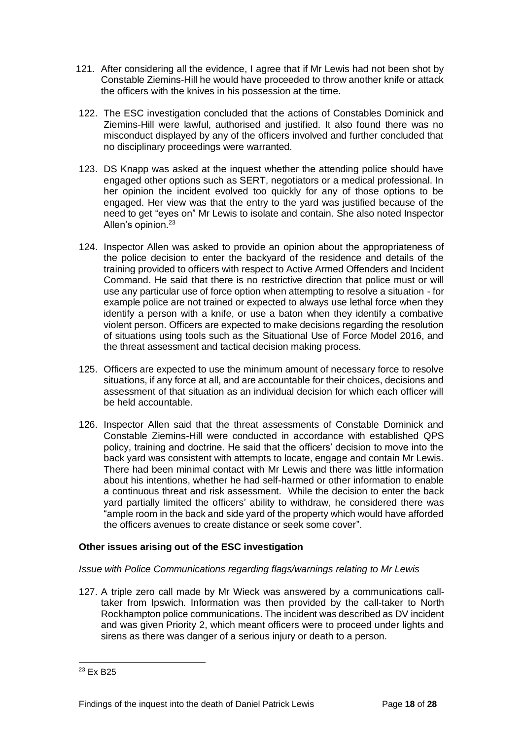121. After considering all the evidence, I agree that if Mr Lewis had not been shot by Constable Ziemins-Hill he would have proceeded to throw another knife or attack the officers with the knives in his possession at the time.

122. The ESC investigation concluded that the actions of Constables Dominick and Ziemins-Hill were lawful, authorised and justified. It also found there was no misconduct displayed by any of the officers involved and further concluded that no disciplinary proceedings were warranted.

123. DS Knapp was asked at the inquest whether the attending police should have engaged other options such as SERT, negotiators or a medical professional. In her opinion the incident evolved too quickly for any of those options to be engaged. Her view was that the entry to the yard was justified because of the need to get "eyes on" Mr Lewis to isolate and contain. She also noted Inspector Allen's opinion.[23]

124. Inspector Allen was asked to provide an opinion about the appropriateness of the police decision to enter the backyard of the residence and details of the training provided to officers with respect to Active Armed Offenders and Incident Command. He said that there is no restrictive direction that police must or will use any particular use of force option when attempting to resolve a situation - for example police are not trained or expected to always use lethal force when they identify a person with a knife, or use a baton when they identify a combative violent person. Officers are expected to make decisions regarding the resolution of situations using tools such as the Situational Use of Force Model 2016, and the threat assessment and tactical decision making process.

125. Officers are expected to use the minimum amount of necessary force to resolve situations, if any force at all, and are accountable for their choices, decisions and assessment of that situation as an individual decision for which each officer will be held accountable.

126. Inspector Allen said that the threat assessments of Constable Dominick and Constable Ziemins-Hill were conducted in accordance with established QPS policy, training and doctrine. He said that the officers' decision to move into the back yard was consistent with attempts to locate, engage and contain Mr Lewis. There had been minimal contact with Mr Lewis and there was little information about his intentions, whether he had self-harmed or other information to enable a continuous threat and risk assessment. While the decision to enter the back yard partially limited the officers' ability to withdraw, he considered there was "ample room in the back and side yard of the property which would have afforded the officers avenues to create distance or seek some cover".

### Other issues arising out of the ESC investigation

*Issue with Police Communications regarding flags/warnings relating to Mr Lewis*

127. A triple zero call made by Mr Wieck was answered by a communications call-taker from Ipswich. Information was then provided by the call-taker to North Rockhampton police communications. The incident was described as DV incident and was given Priority 2, which meant officers were to proceed under lights and sirens as there was danger of a serious injury or death to a person.

---

[23] Ex B25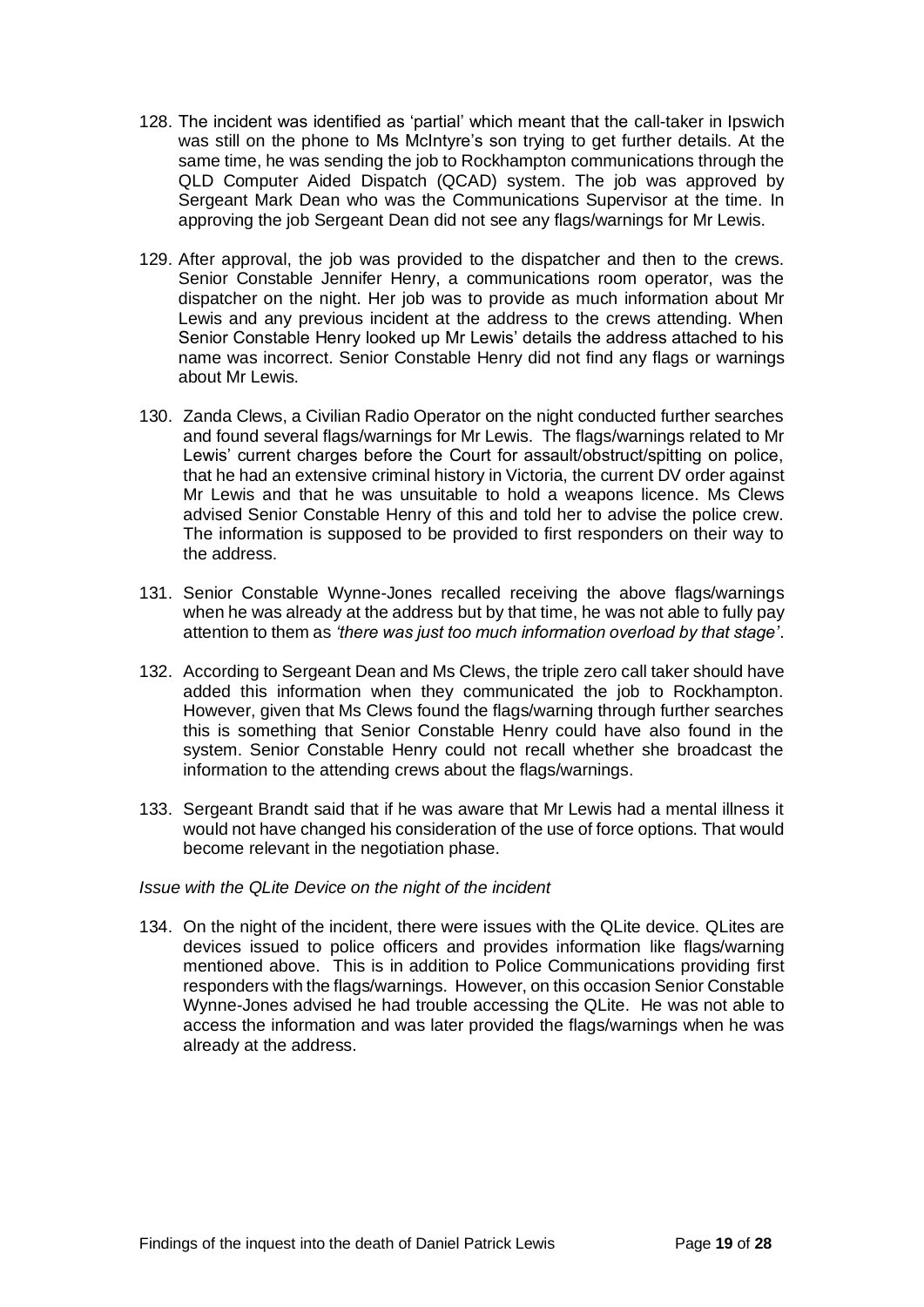128. The incident was identified as 'partial' which meant that the call-taker in Ipswich was still on the phone to Ms McIntyre's son trying to get further details. At the same time, he was sending the job to Rockhampton communications through the QLD Computer Aided Dispatch (QCAD) system. The job was approved by Sergeant Mark Dean who was the Communications Supervisor at the time. In approving the job Sergeant Dean did not see any flags/warnings for Mr Lewis.

129. After approval, the job was provided to the dispatcher and then to the crews. Senior Constable Jennifer Henry, a communications room operator, was the dispatcher on the night. Her job was to provide as much information about Mr Lewis and any previous incident at the address to the crews attending. When Senior Constable Henry looked up Mr Lewis' details the address attached to his name was incorrect. Senior Constable Henry did not find any flags or warnings about Mr Lewis.

130. Zanda Clews, a Civilian Radio Operator on the night conducted further searches and found several flags/warnings for Mr Lewis. The flags/warnings related to Mr Lewis' current charges before the Court for assault/obstruct/spitting on police, that he had an extensive criminal history in Victoria, the current DV order against Mr Lewis and that he was unsuitable to hold a weapons licence. Ms Clews advised Senior Constable Henry of this and told her to advise the police crew. The information is supposed to be provided to first responders on their way to the address.

131. Senior Constable Wynne-Jones recalled receiving the above flags/warnings when he was already at the address but by that time, he was not able to fully pay attention to them as *'there was just too much information overload by that stage'*.

132. According to Sergeant Dean and Ms Clews, the triple zero call taker should have added this information when they communicated the job to Rockhampton. However, given that Ms Clews found the flags/warning through further searches this is something that Senior Constable Henry could have also found in the system. Senior Constable Henry could not recall whether she broadcast the information to the attending crews about the flags/warnings.

133. Sergeant Brandt said that if he was aware that Mr Lewis had a mental illness it would not have changed his consideration of the use of force options. That would become relevant in the negotiation phase.

*Issue with the QLite Device on the night of the incident*

134. On the night of the incident, there were issues with the QLite device. QLites are devices issued to police officers and provides information like flags/warning mentioned above. This is in addition to Police Communications providing first responders with the flags/warnings. However, on this occasion Senior Constable Wynne-Jones advised he had trouble accessing the QLite. He was not able to access the information and was later provided the flags/warnings when he was already at the address.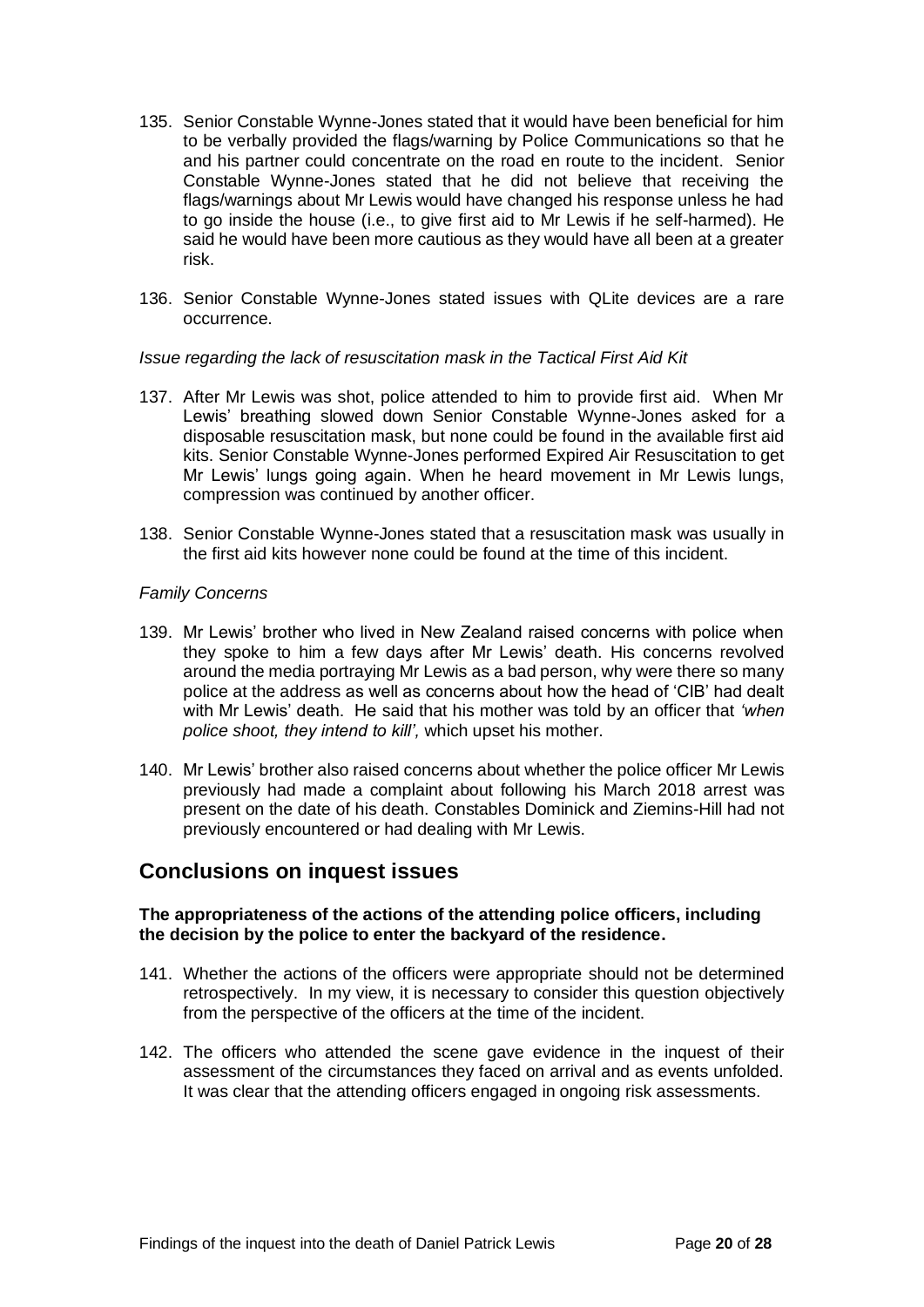135. Senior Constable Wynne-Jones stated that it would have been beneficial for him to be verbally provided the flags/warning by Police Communications so that he and his partner could concentrate on the road en route to the incident. Senior Constable Wynne-Jones stated that he did not believe that receiving the flags/warnings about Mr Lewis would have changed his response unless he had to go inside the house (i.e., to give first aid to Mr Lewis if he self-harmed). He said he would have been more cautious as they would have all been at a greater risk.

136. Senior Constable Wynne-Jones stated issues with QLite devices are a rare occurrence.

*Issue regarding the lack of resuscitation mask in the Tactical First Aid Kit*

137. After Mr Lewis was shot, police attended to him to provide first aid. When Mr Lewis' breathing slowed down Senior Constable Wynne-Jones asked for a disposable resuscitation mask, but none could be found in the available first aid kits. Senior Constable Wynne-Jones performed Expired Air Resuscitation to get Mr Lewis' lungs going again. When he heard movement in Mr Lewis lungs, compression was continued by another officer.

138. Senior Constable Wynne-Jones stated that a resuscitation mask was usually in the first aid kits however none could be found at the time of this incident.

*Family Concerns*

139. Mr Lewis' brother who lived in New Zealand raised concerns with police when they spoke to him a few days after Mr Lewis' death. His concerns revolved around the media portraying Mr Lewis as a bad person, why were there so many police at the address as well as concerns about how the head of 'CIB' had dealt with Mr Lewis' death. He said that his mother was told by an officer that *'when police shoot, they intend to kill',* which upset his mother.

140. Mr Lewis' brother also raised concerns about whether the police officer Mr Lewis previously had made a complaint about following his March 2018 arrest was present on the date of his death. Constables Dominick and Ziemins-Hill had not previously encountered or had dealing with Mr Lewis.

## Conclusions on inquest issues

**The appropriateness of the actions of the attending police officers, including the decision by the police to enter the backyard of the residence.**

141. Whether the actions of the officers were appropriate should not be determined retrospectively. In my view, it is necessary to consider this question objectively from the perspective of the officers at the time of the incident.

142. The officers who attended the scene gave evidence in the inquest of their assessment of the circumstances they faced on arrival and as events unfolded. It was clear that the attending officers engaged in ongoing risk assessments.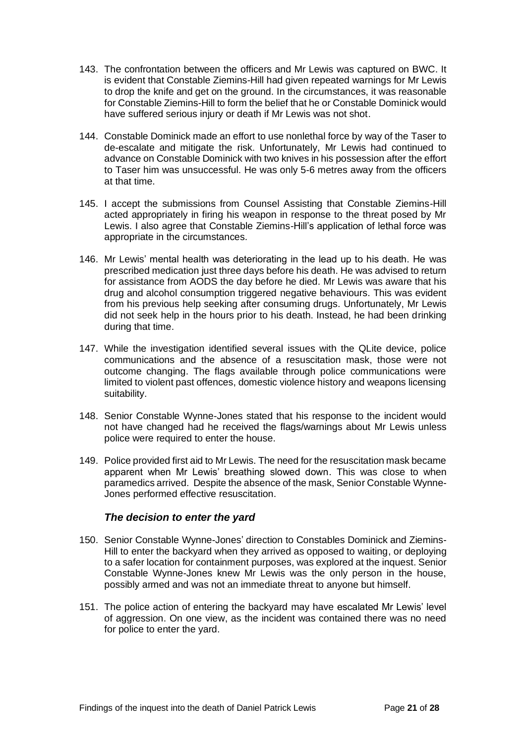143. The confrontation between the officers and Mr Lewis was captured on BWC. It is evident that Constable Ziemins-Hill had given repeated warnings for Mr Lewis to drop the knife and get on the ground. In the circumstances, it was reasonable for Constable Ziemins-Hill to form the belief that he or Constable Dominick would have suffered serious injury or death if Mr Lewis was not shot.

144. Constable Dominick made an effort to use nonlethal force by way of the Taser to de-escalate and mitigate the risk. Unfortunately, Mr Lewis had continued to advance on Constable Dominick with two knives in his possession after the effort to Taser him was unsuccessful. He was only 5-6 metres away from the officers at that time.

145. I accept the submissions from Counsel Assisting that Constable Ziemins-Hill acted appropriately in firing his weapon in response to the threat posed by Mr Lewis. I also agree that Constable Ziemins-Hill's application of lethal force was appropriate in the circumstances.

146. Mr Lewis' mental health was deteriorating in the lead up to his death. He was prescribed medication just three days before his death. He was advised to return for assistance from AODS the day before he died. Mr Lewis was aware that his drug and alcohol consumption triggered negative behaviours. This was evident from his previous help seeking after consuming drugs. Unfortunately, Mr Lewis did not seek help in the hours prior to his death. Instead, he had been drinking during that time.

147. While the investigation identified several issues with the QLite device, police communications and the absence of a resuscitation mask, those were not outcome changing. The flags available through police communications were limited to violent past offences, domestic violence history and weapons licensing suitability.

148. Senior Constable Wynne-Jones stated that his response to the incident would not have changed had he received the flags/warnings about Mr Lewis unless police were required to enter the house.

149. Police provided first aid to Mr Lewis. The need for the resuscitation mask became apparent when Mr Lewis' breathing slowed down. This was close to when paramedics arrived. Despite the absence of the mask, Senior Constable Wynne-Jones performed effective resuscitation.

### *The decision to enter the yard*

150. Senior Constable Wynne-Jones' direction to Constables Dominick and Ziemins-Hill to enter the backyard when they arrived as opposed to waiting, or deploying to a safer location for containment purposes, was explored at the inquest. Senior Constable Wynne-Jones knew Mr Lewis was the only person in the house, possibly armed and was not an immediate threat to anyone but himself.

151. The police action of entering the backyard may have escalated Mr Lewis' level of aggression. On one view, as the incident was contained there was no need for police to enter the yard.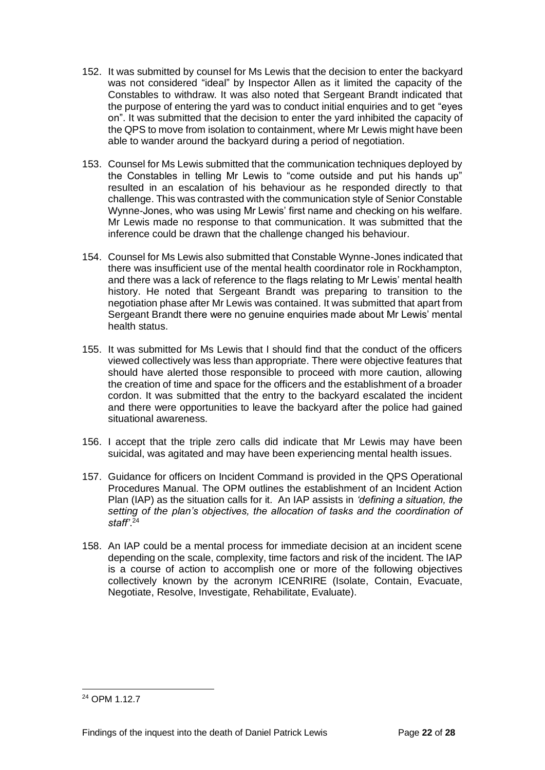152. It was submitted by counsel for Ms Lewis that the decision to enter the backyard was not considered "ideal" by Inspector Allen as it limited the capacity of the Constables to withdraw. It was also noted that Sergeant Brandt indicated that the purpose of entering the yard was to conduct initial enquiries and to get "eyes on". It was submitted that the decision to enter the yard inhibited the capacity of the QPS to move from isolation to containment, where Mr Lewis might have been able to wander around the backyard during a period of negotiation.

153. Counsel for Ms Lewis submitted that the communication techniques deployed by the Constables in telling Mr Lewis to "come outside and put his hands up" resulted in an escalation of his behaviour as he responded directly to that challenge. This was contrasted with the communication style of Senior Constable Wynne-Jones, who was using Mr Lewis' first name and checking on his welfare. Mr Lewis made no response to that communication. It was submitted that the inference could be drawn that the challenge changed his behaviour.

154. Counsel for Ms Lewis also submitted that Constable Wynne-Jones indicated that there was insufficient use of the mental health coordinator role in Rockhampton, and there was a lack of reference to the flags relating to Mr Lewis' mental health history. He noted that Sergeant Brandt was preparing to transition to the negotiation phase after Mr Lewis was contained. It was submitted that apart from Sergeant Brandt there were no genuine enquiries made about Mr Lewis' mental health status.

155. It was submitted for Ms Lewis that I should find that the conduct of the officers viewed collectively was less than appropriate. There were objective features that should have alerted those responsible to proceed with more caution, allowing the creation of time and space for the officers and the establishment of a broader cordon. It was submitted that the entry to the backyard escalated the incident and there were opportunities to leave the backyard after the police had gained situational awareness.

156. I accept that the triple zero calls did indicate that Mr Lewis may have been suicidal, was agitated and may have been experiencing mental health issues.

157. Guidance for officers on Incident Command is provided in the QPS Operational Procedures Manual. The OPM outlines the establishment of an Incident Action Plan (IAP) as the situation calls for it. An IAP assists in *'defining a situation, the setting of the plan's objectives, the allocation of tasks and the coordination of staff'*.[24]

158. An IAP could be a mental process for immediate decision at an incident scene depending on the scale, complexity, time factors and risk of the incident. The IAP is a course of action to accomplish one or more of the following objectives collectively known by the acronym ICENRIRE (Isolate, Contain, Evacuate, Negotiate, Resolve, Investigate, Rehabilitate, Evaluate).

---

[24] OPM 1.12.7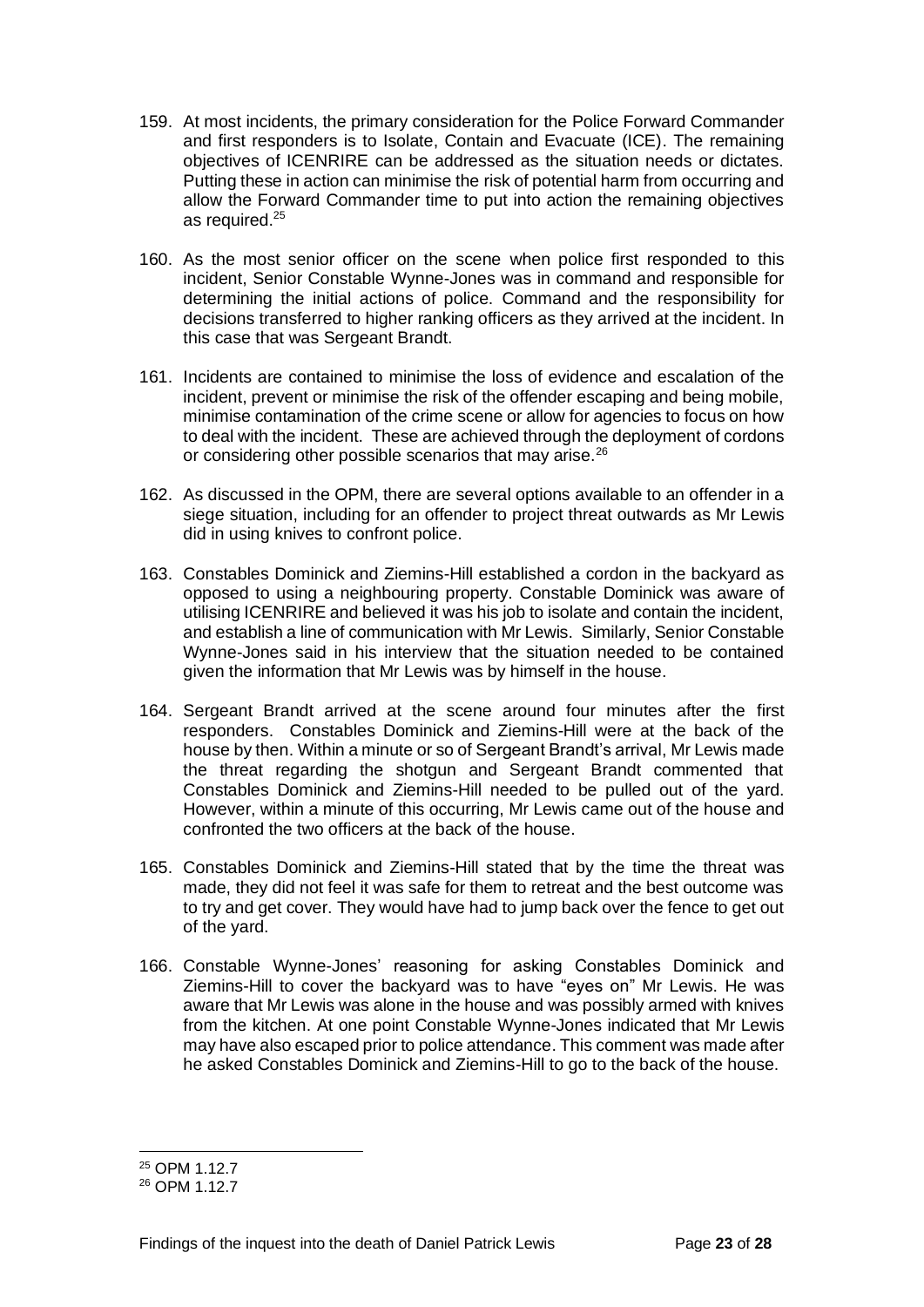159. At most incidents, the primary consideration for the Police Forward Commander and first responders is to Isolate, Contain and Evacuate (ICE). The remaining objectives of ICENRIRE can be addressed as the situation needs or dictates. Putting these in action can minimise the risk of potential harm from occurring and allow the Forward Commander time to put into action the remaining objectives as required.[25]

160. As the most senior officer on the scene when police first responded to this incident, Senior Constable Wynne-Jones was in command and responsible for determining the initial actions of police. Command and the responsibility for decisions transferred to higher ranking officers as they arrived at the incident. In this case that was Sergeant Brandt.

161. Incidents are contained to minimise the loss of evidence and escalation of the incident, prevent or minimise the risk of the offender escaping and being mobile, minimise contamination of the crime scene or allow for agencies to focus on how to deal with the incident. These are achieved through the deployment of cordons or considering other possible scenarios that may arise.[26]

162. As discussed in the OPM, there are several options available to an offender in a siege situation, including for an offender to project threat outwards as Mr Lewis did in using knives to confront police.

163. Constables Dominick and Ziemins-Hill established a cordon in the backyard as opposed to using a neighbouring property. Constable Dominick was aware of utilising ICENRIRE and believed it was his job to isolate and contain the incident, and establish a line of communication with Mr Lewis. Similarly, Senior Constable Wynne-Jones said in his interview that the situation needed to be contained given the information that Mr Lewis was by himself in the house.

164. Sergeant Brandt arrived at the scene around four minutes after the first responders. Constables Dominick and Ziemins-Hill were at the back of the house by then. Within a minute or so of Sergeant Brandt's arrival, Mr Lewis made the threat regarding the shotgun and Sergeant Brandt commented that Constables Dominick and Ziemins-Hill needed to be pulled out of the yard. However, within a minute of this occurring, Mr Lewis came out of the house and confronted the two officers at the back of the house.

165. Constables Dominick and Ziemins-Hill stated that by the time the threat was made, they did not feel it was safe for them to retreat and the best outcome was to try and get cover. They would have had to jump back over the fence to get out of the yard.

166. Constable Wynne-Jones' reasoning for asking Constables Dominick and Ziemins-Hill to cover the backyard was to have "eyes on" Mr Lewis. He was aware that Mr Lewis was alone in the house and was possibly armed with knives from the kitchen. At one point Constable Wynne-Jones indicated that Mr Lewis may have also escaped prior to police attendance. This comment was made after he asked Constables Dominick and Ziemins-Hill to go to the back of the house.

---

[25] OPM 1.12.7

[26] OPM 1.12.7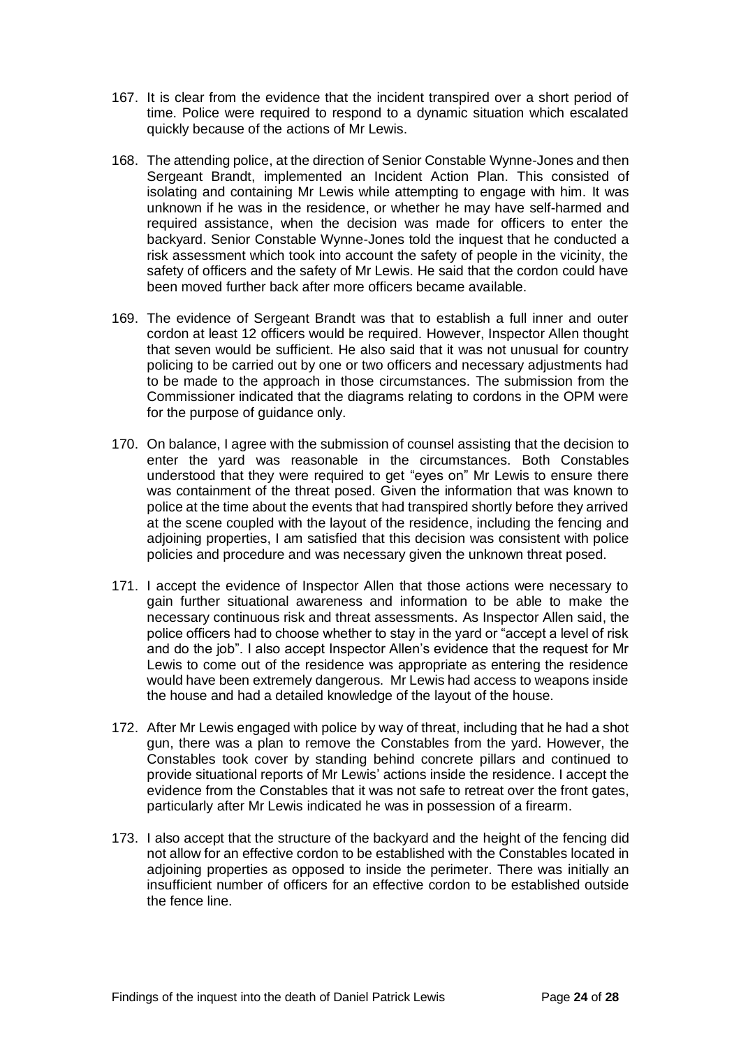167. It is clear from the evidence that the incident transpired over a short period of time. Police were required to respond to a dynamic situation which escalated quickly because of the actions of Mr Lewis.

168. The attending police, at the direction of Senior Constable Wynne-Jones and then Sergeant Brandt, implemented an Incident Action Plan. This consisted of isolating and containing Mr Lewis while attempting to engage with him. It was unknown if he was in the residence, or whether he may have self-harmed and required assistance, when the decision was made for officers to enter the backyard. Senior Constable Wynne-Jones told the inquest that he conducted a risk assessment which took into account the safety of people in the vicinity, the safety of officers and the safety of Mr Lewis. He said that the cordon could have been moved further back after more officers became available.

169. The evidence of Sergeant Brandt was that to establish a full inner and outer cordon at least 12 officers would be required. However, Inspector Allen thought that seven would be sufficient. He also said that it was not unusual for country policing to be carried out by one or two officers and necessary adjustments had to be made to the approach in those circumstances. The submission from the Commissioner indicated that the diagrams relating to cordons in the OPM were for the purpose of guidance only.

170. On balance, I agree with the submission of counsel assisting that the decision to enter the yard was reasonable in the circumstances. Both Constables understood that they were required to get "eyes on" Mr Lewis to ensure there was containment of the threat posed. Given the information that was known to police at the time about the events that had transpired shortly before they arrived at the scene coupled with the layout of the residence, including the fencing and adjoining properties, I am satisfied that this decision was consistent with police policies and procedure and was necessary given the unknown threat posed.

171. I accept the evidence of Inspector Allen that those actions were necessary to gain further situational awareness and information to be able to make the necessary continuous risk and threat assessments. As Inspector Allen said, the police officers had to choose whether to stay in the yard or "accept a level of risk and do the job". I also accept Inspector Allen's evidence that the request for Mr Lewis to come out of the residence was appropriate as entering the residence would have been extremely dangerous. Mr Lewis had access to weapons inside the house and had a detailed knowledge of the layout of the house.

172. After Mr Lewis engaged with police by way of threat, including that he had a shot gun, there was a plan to remove the Constables from the yard. However, the Constables took cover by standing behind concrete pillars and continued to provide situational reports of Mr Lewis' actions inside the residence. I accept the evidence from the Constables that it was not safe to retreat over the front gates, particularly after Mr Lewis indicated he was in possession of a firearm.

173. I also accept that the structure of the backyard and the height of the fencing did not allow for an effective cordon to be established with the Constables located in adjoining properties as opposed to inside the perimeter. There was initially an insufficient number of officers for an effective cordon to be established outside the fence line.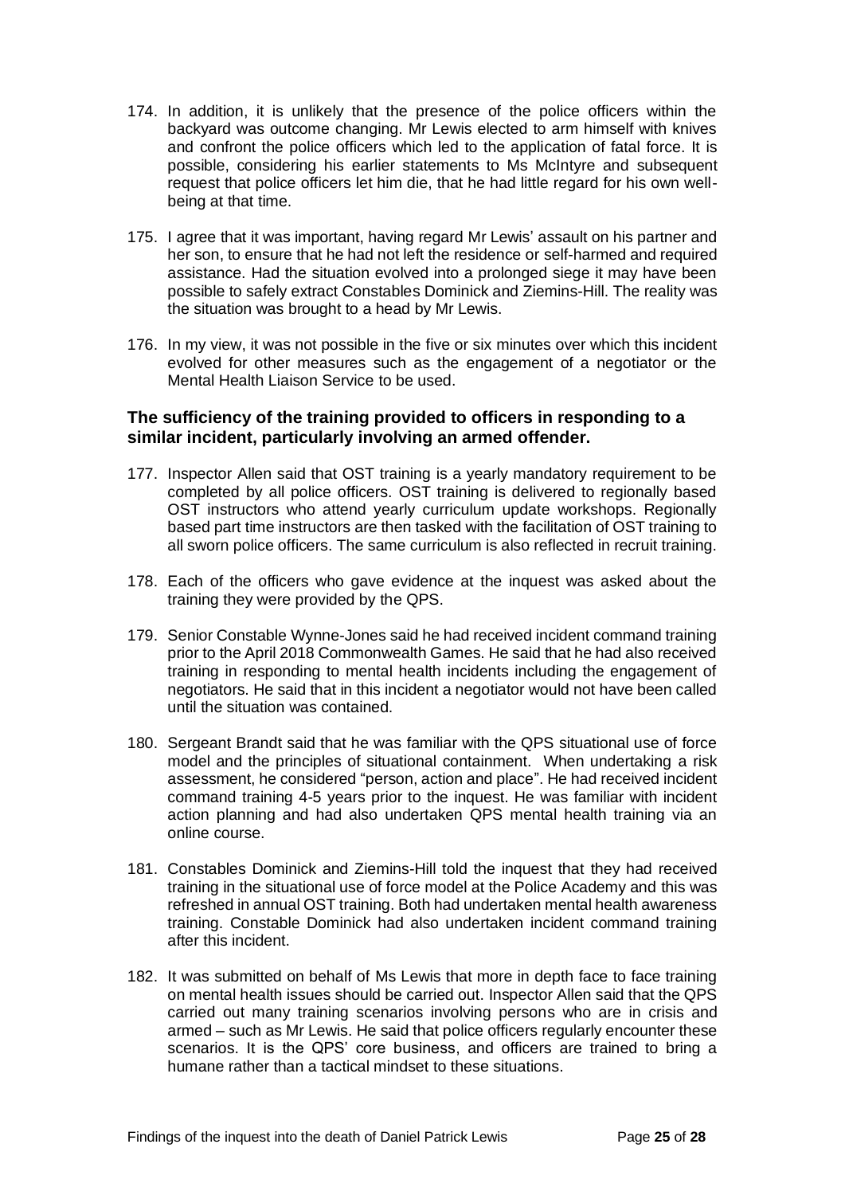174. In addition, it is unlikely that the presence of the police officers within the backyard was outcome changing. Mr Lewis elected to arm himself with knives and confront the police officers which led to the application of fatal force. It is possible, considering his earlier statements to Ms McIntyre and subsequent request that police officers let him die, that he had little regard for his own well-being at that time.

175. I agree that it was important, having regard Mr Lewis' assault on his partner and her son, to ensure that he had not left the residence or self-harmed and required assistance. Had the situation evolved into a prolonged siege it may have been possible to safely extract Constables Dominick and Ziemins-Hill. The reality was the situation was brought to a head by Mr Lewis.

176. In my view, it was not possible in the five or six minutes over which this incident evolved for other measures such as the engagement of a negotiator or the Mental Health Liaison Service to be used.

### The sufficiency of the training provided to officers in responding to a similar incident, particularly involving an armed offender.

177. Inspector Allen said that OST training is a yearly mandatory requirement to be completed by all police officers. OST training is delivered to regionally based OST instructors who attend yearly curriculum update workshops. Regionally based part time instructors are then tasked with the facilitation of OST training to all sworn police officers. The same curriculum is also reflected in recruit training.

178. Each of the officers who gave evidence at the inquest was asked about the training they were provided by the QPS.

179. Senior Constable Wynne-Jones said he had received incident command training prior to the April 2018 Commonwealth Games. He said that he had also received training in responding to mental health incidents including the engagement of negotiators. He said that in this incident a negotiator would not have been called until the situation was contained.

180. Sergeant Brandt said that he was familiar with the QPS situational use of force model and the principles of situational containment. When undertaking a risk assessment, he considered "person, action and place". He had received incident command training 4-5 years prior to the inquest. He was familiar with incident action planning and had also undertaken QPS mental health training via an online course.

181. Constables Dominick and Ziemins-Hill told the inquest that they had received training in the situational use of force model at the Police Academy and this was refreshed in annual OST training. Both had undertaken mental health awareness training. Constable Dominick had also undertaken incident command training after this incident.

182. It was submitted on behalf of Ms Lewis that more in depth face to face training on mental health issues should be carried out. Inspector Allen said that the QPS carried out many training scenarios involving persons who are in crisis and armed – such as Mr Lewis. He said that police officers regularly encounter these scenarios. It is the QPS' core business, and officers are trained to bring a humane rather than a tactical mindset to these situations.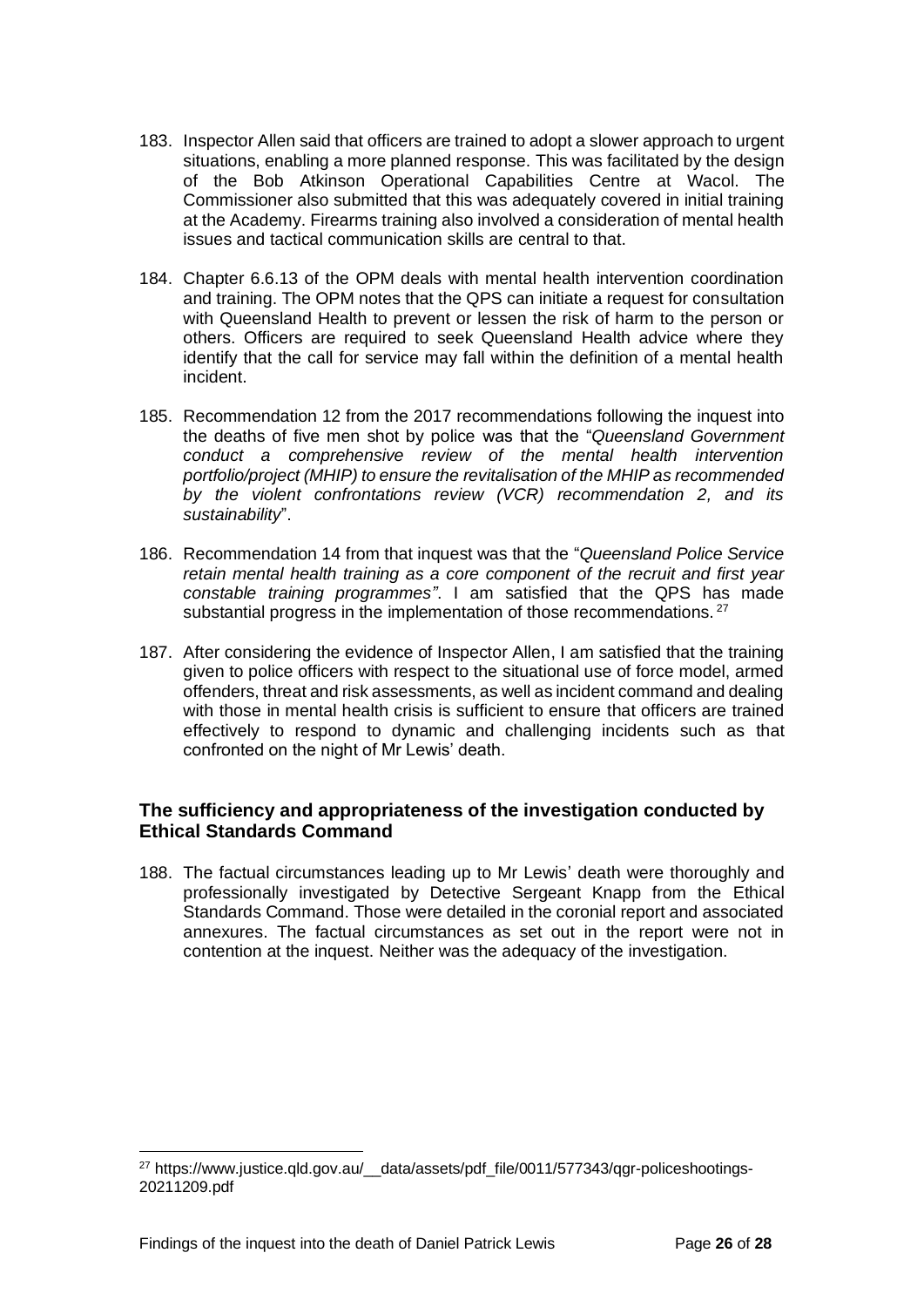183. Inspector Allen said that officers are trained to adopt a slower approach to urgent situations, enabling a more planned response. This was facilitated by the design of the Bob Atkinson Operational Capabilities Centre at Wacol. The Commissioner also submitted that this was adequately covered in initial training at the Academy. Firearms training also involved a consideration of mental health issues and tactical communication skills are central to that.

184. Chapter 6.6.13 of the OPM deals with mental health intervention coordination and training. The OPM notes that the QPS can initiate a request for consultation with Queensland Health to prevent or lessen the risk of harm to the person or others. Officers are required to seek Queensland Health advice where they identify that the call for service may fall within the definition of a mental health incident.

185. Recommendation 12 from the 2017 recommendations following the inquest into the deaths of five men shot by police was that the "*Queensland Government conduct a comprehensive review of the mental health intervention portfolio/project (MHIP) to ensure the revitalisation of the MHIP as recommended by the violent confrontations review (VCR) recommendation 2, and its sustainability*".

186. Recommendation 14 from that inquest was that the "*Queensland Police Service retain mental health training as a core component of the recruit and first year constable training programmes"*. I am satisfied that the QPS has made substantial progress in the implementation of those recommendations.[27]

187. After considering the evidence of Inspector Allen, I am satisfied that the training given to police officers with respect to the situational use of force model, armed offenders, threat and risk assessments, as well as incident command and dealing with those in mental health crisis is sufficient to ensure that officers are trained effectively to respond to dynamic and challenging incidents such as that confronted on the night of Mr Lewis' death.

### The sufficiency and appropriateness of the investigation conducted by Ethical Standards Command

188. The factual circumstances leading up to Mr Lewis' death were thoroughly and professionally investigated by Detective Sergeant Knapp from the Ethical Standards Command. Those were detailed in the coronial report and associated annexures. The factual circumstances as set out in the report were not in contention at the inquest. Neither was the adequacy of the investigation.

---

[27] https://www.justice.qld.gov.au/__data/assets/pdf_file/0011/577343/qgr-policeshootings-20211209.pdf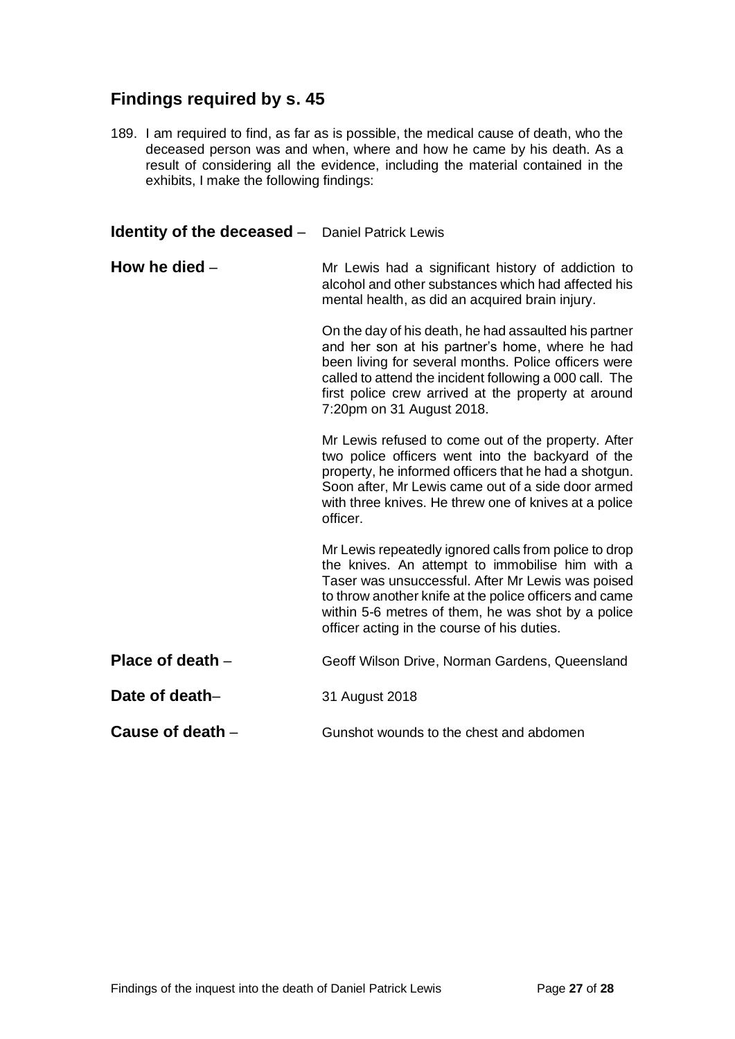## Findings required by s. 45

189. I am required to find, as far as is possible, the medical cause of death, who the deceased person was and when, where and how he came by his death. As a result of considering all the evidence, including the material contained in the exhibits, I make the following findings:

**Identity of the deceased** – Daniel Patrick Lewis

**How he died** – Mr Lewis had a significant history of addiction to alcohol and other substances which had affected his mental health, as did an acquired brain injury.

On the day of his death, he had assaulted his partner and her son at his partner's home, where he had been living for several months. Police officers were called to attend the incident following a 000 call. The first police crew arrived at the property at around 7:20pm on 31 August 2018.

Mr Lewis refused to come out of the property. After two police officers went into the backyard of the property, he informed officers that he had a shotgun. Soon after, Mr Lewis came out of a side door armed with three knives. He threw one of knives at a police officer.

Mr Lewis repeatedly ignored calls from police to drop the knives. An attempt to immobilise him with a Taser was unsuccessful. After Mr Lewis was poised to throw another knife at the police officers and came within 5-6 metres of them, he was shot by a police officer acting in the course of his duties.

**Place of death** – Geoff Wilson Drive, Norman Gardens, Queensland

**Date of death**– 31 August 2018

**Cause of death** – Gunshot wounds to the chest and abdomen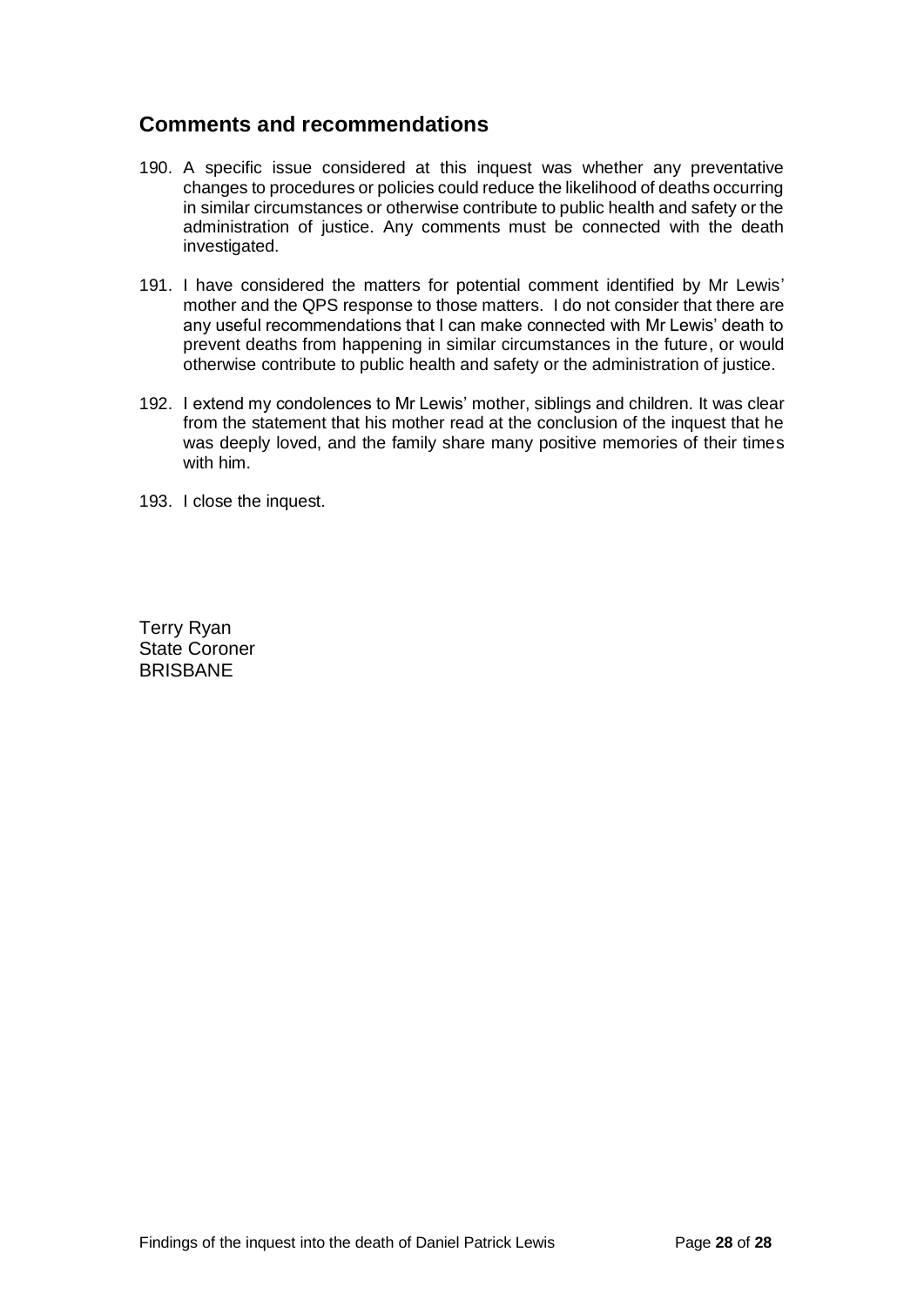## Comments and recommendations

190. A specific issue considered at this inquest was whether any preventative changes to procedures or policies could reduce the likelihood of deaths occurring in similar circumstances or otherwise contribute to public health and safety or the administration of justice. Any comments must be connected with the death investigated.

191. I have considered the matters for potential comment identified by Mr Lewis' mother and the QPS response to those matters. I do not consider that there are any useful recommendations that I can make connected with Mr Lewis' death to prevent deaths from happening in similar circumstances in the future, or would otherwise contribute to public health and safety or the administration of justice.

192. I extend my condolences to Mr Lewis' mother, siblings and children. It was clear from the statement that his mother read at the conclusion of the inquest that he was deeply loved, and the family share many positive memories of their times with him.

193. I close the inquest.

Terry Ryan
State Coroner
BRISBANE